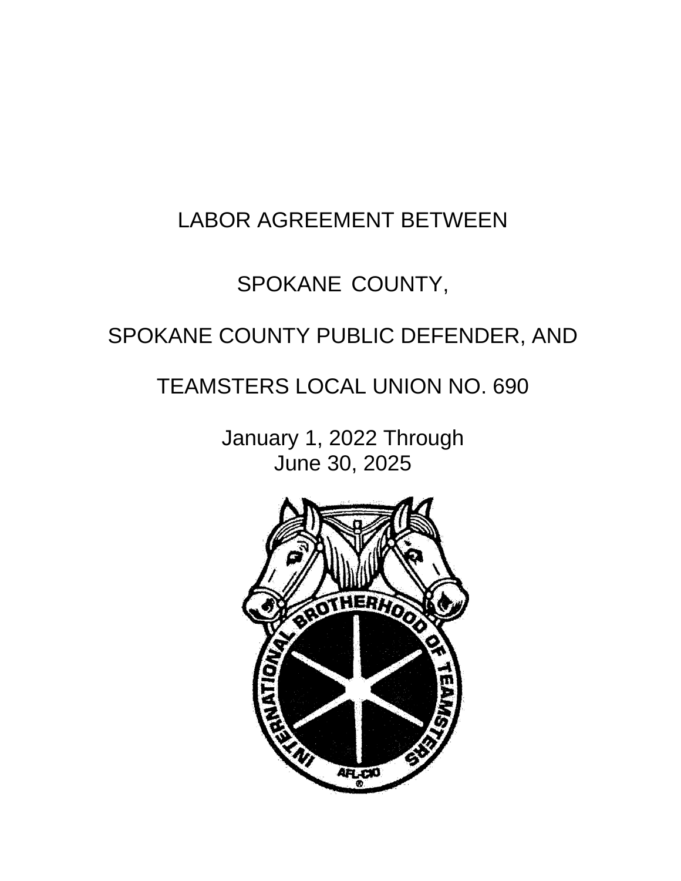# LABOR AGREEMENT BETWEEN

# SPOKANE COUNTY,

# SPOKANE COUNTY PUBLIC DEFENDER, AND

# TEAMSTERS LOCAL UNION NO. 690

January 1, 2022 Through
June 30, 2025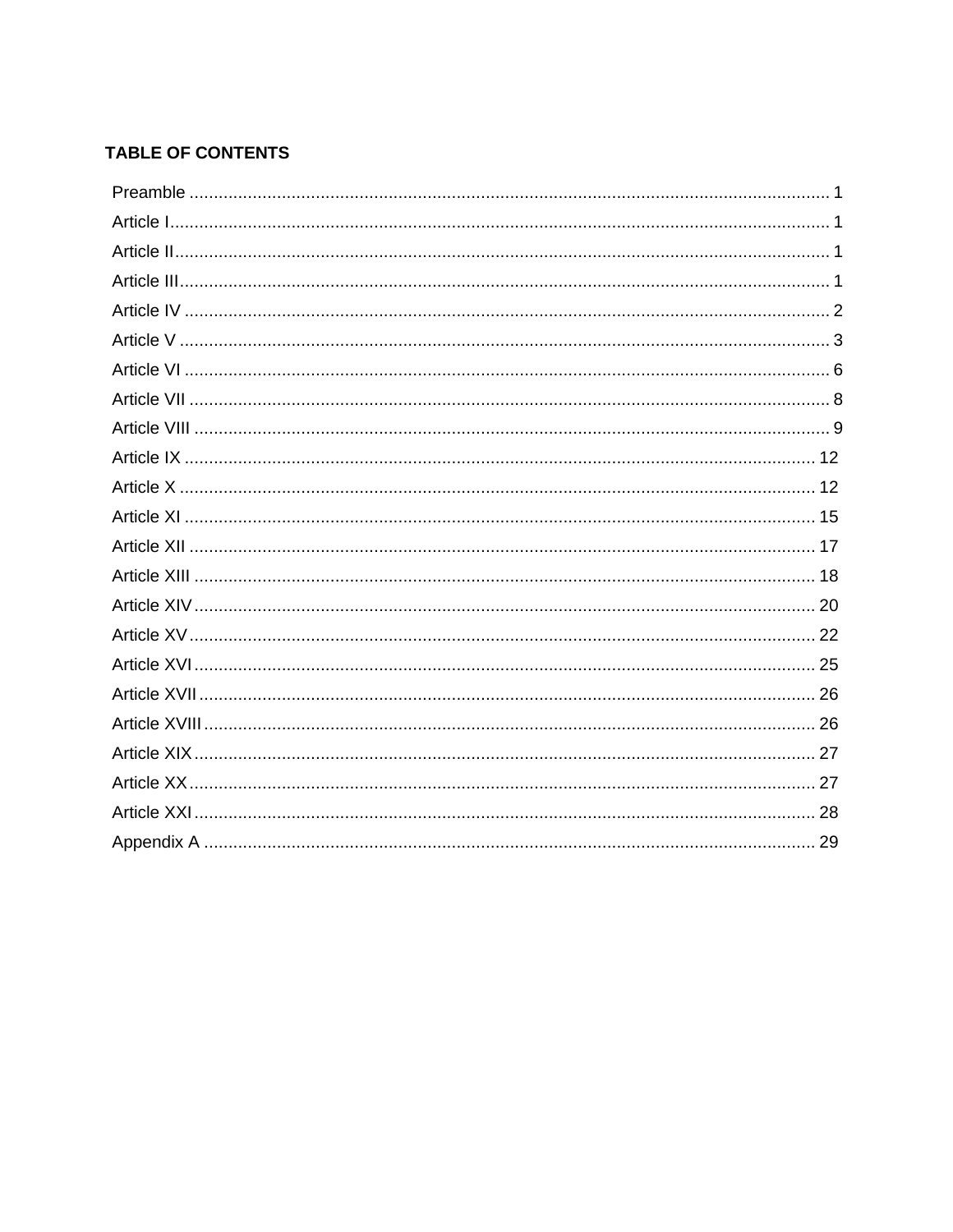## TABLE OF CONTENTS

Preamble .......... 1
Article I .......... 1
Article II .......... 1
Article III .......... 1
Article IV .......... 2
Article V .......... 3
Article VI .......... 6
Article VII .......... 8
Article VIII .......... 9
Article IX .......... 12
Article X .......... 12
Article XI .......... 15
Article XII .......... 17
Article XIII .......... 18
Article XIV .......... 20
Article XV .......... 22
Article XVI .......... 25
Article XVII .......... 26
Article XVIII .......... 26
Article XIX .......... 27
Article XX .......... 27
Article XXI .......... 28
Appendix A .......... 29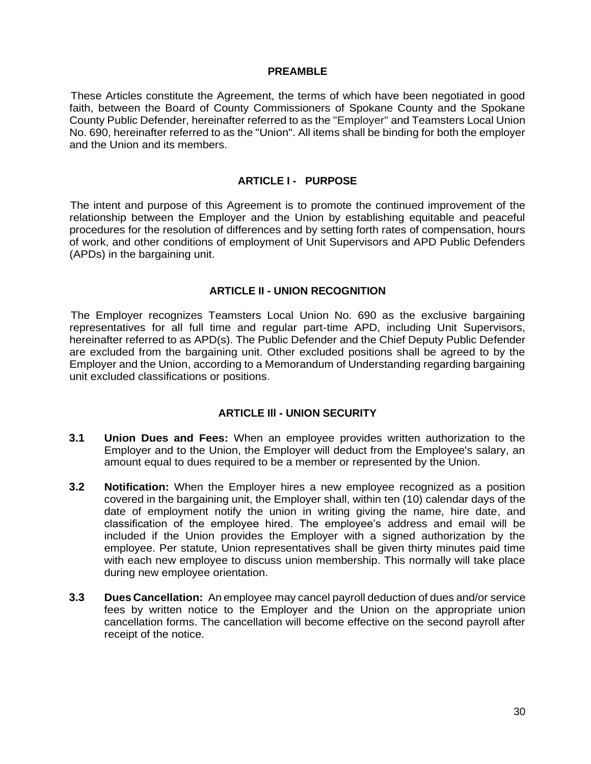## PREAMBLE

These Articles constitute the Agreement, the terms of which have been negotiated in good faith, between the Board of County Commissioners of Spokane County and the Spokane County Public Defender, hereinafter referred to as the "Employer" and Teamsters Local Union No. 690, hereinafter referred to as the "Union". All items shall be binding for both the employer and the Union and its members.

## ARTICLE I - PURPOSE

The intent and purpose of this Agreement is to promote the continued improvement of the relationship between the Employer and the Union by establishing equitable and peaceful procedures for the resolution of differences and by setting forth rates of compensation, hours of work, and other conditions of employment of Unit Supervisors and APD Public Defenders (APDs) in the bargaining unit.

## ARTICLE II - UNION RECOGNITION

The Employer recognizes Teamsters Local Union No. 690 as the exclusive bargaining representatives for all full time and regular part-time APD, including Unit Supervisors, hereinafter referred to as APD(s). The Public Defender and the Chief Deputy Public Defender are excluded from the bargaining unit. Other excluded positions shall be agreed to by the Employer and the Union, according to a Memorandum of Understanding regarding bargaining unit excluded classifications or positions.

## ARTICLE III - UNION SECURITY

**3.1 Union Dues and Fees:** When an employee provides written authorization to the Employer and to the Union, the Employer will deduct from the Employee's salary, an amount equal to dues required to be a member or represented by the Union.

**3.2 Notification:** When the Employer hires a new employee recognized as a position covered in the bargaining unit, the Employer shall, within ten (10) calendar days of the date of employment notify the union in writing giving the name, hire date, and classification of the employee hired. The employee's address and email will be included if the Union provides the Employer with a signed authorization by the employee. Per statute, Union representatives shall be given thirty minutes paid time with each new employee to discuss union membership. This normally will take place during new employee orientation.

**3.3 Dues Cancellation:** An employee may cancel payroll deduction of dues and/or service fees by written notice to the Employer and the Union on the appropriate union cancellation forms. The cancellation will become effective on the second payroll after receipt of the notice.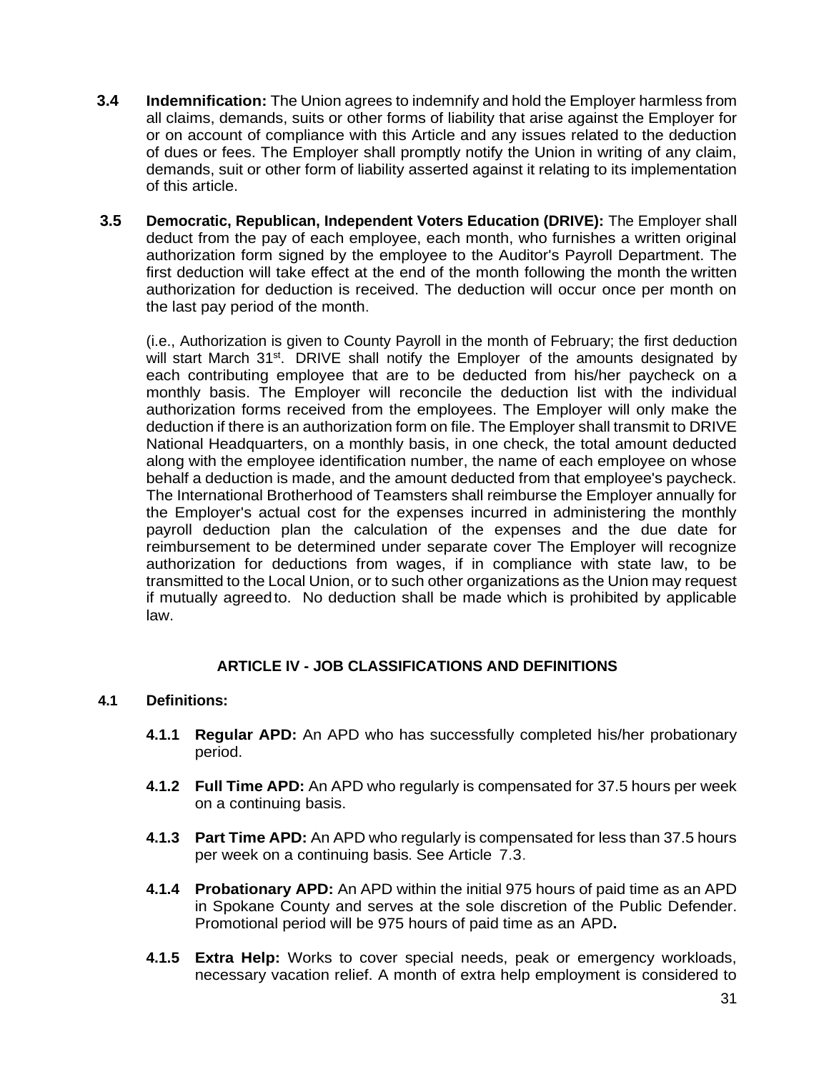**3.4 Indemnification:** The Union agrees to indemnify and hold the Employer harmless from all claims, demands, suits or other forms of liability that arise against the Employer for or on account of compliance with this Article and any issues related to the deduction of dues or fees. The Employer shall promptly notify the Union in writing of any claim, demands, suit or other form of liability asserted against it relating to its implementation of this article.

**3.5 Democratic, Republican, Independent Voters Education (DRIVE):** The Employer shall deduct from the pay of each employee, each month, who furnishes a written original authorization form signed by the employee to the Auditor's Payroll Department. The first deduction will take effect at the end of the month following the month the written authorization for deduction is received. The deduction will occur once per month on the last pay period of the month.

(i.e., Authorization is given to County Payroll in the month of February; the first deduction will start March 31st. DRIVE shall notify the Employer of the amounts designated by each contributing employee that are to be deducted from his/her paycheck on a monthly basis. The Employer will reconcile the deduction list with the individual authorization forms received from the employees. The Employer will only make the deduction if there is an authorization form on file. The Employer shall transmit to DRIVE National Headquarters, on a monthly basis, in one check, the total amount deducted along with the employee identification number, the name of each employee on whose behalf a deduction is made, and the amount deducted from that employee's paycheck. The International Brotherhood of Teamsters shall reimburse the Employer annually for the Employer's actual cost for the expenses incurred in administering the monthly payroll deduction plan the calculation of the expenses and the due date for reimbursement to be determined under separate cover The Employer will recognize authorization for deductions from wages, if in compliance with state law, to be transmitted to the Local Union, or to such other organizations as the Union may request if mutually agreed to. No deduction shall be made which is prohibited by applicable law.

## ARTICLE IV - JOB CLASSIFICATIONS AND DEFINITIONS

**4.1 Definitions:**

**4.1.1 Regular APD:** An APD who has successfully completed his/her probationary period.

**4.1.2 Full Time APD:** An APD who regularly is compensated for 37.5 hours per week on a continuing basis.

**4.1.3 Part Time APD:** An APD who regularly is compensated for less than 37.5 hours per week on a continuing basis. See Article 7.3.

**4.1.4 Probationary APD:** An APD within the initial 975 hours of paid time as an APD in Spokane County and serves at the sole discretion of the Public Defender. Promotional period will be 975 hours of paid time as an APD**.**

**4.1.5 Extra Help:** Works to cover special needs, peak or emergency workloads, necessary vacation relief. A month of extra help employment is considered to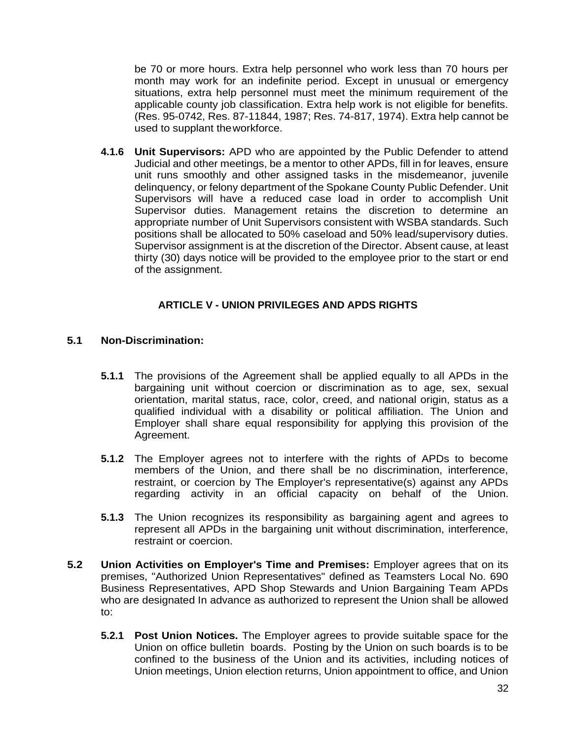be 70 or more hours. Extra help personnel who work less than 70 hours per month may work for an indefinite period. Except in unusual or emergency situations, extra help personnel must meet the minimum requirement of the applicable county job classification. Extra help work is not eligible for benefits. (Res. 95-0742, Res. 87-11844, 1987; Res. 74-817, 1974). Extra help cannot be used to supplant the workforce.

**4.1.6 Unit Supervisors:** APD who are appointed by the Public Defender to attend Judicial and other meetings, be a mentor to other APDs, fill in for leaves, ensure unit runs smoothly and other assigned tasks in the misdemeanor, juvenile delinquency, or felony department of the Spokane County Public Defender. Unit Supervisors will have a reduced case load in order to accomplish Unit Supervisor duties. Management retains the discretion to determine an appropriate number of Unit Supervisors consistent with WSBA standards. Such positions shall be allocated to 50% caseload and 50% lead/supervisory duties. Supervisor assignment is at the discretion of the Director. Absent cause, at least thirty (30) days notice will be provided to the employee prior to the start or end of the assignment.

## ARTICLE V - UNION PRIVILEGES AND APDS RIGHTS

**5.1 Non-Discrimination:**

**5.1.1** The provisions of the Agreement shall be applied equally to all APDs in the bargaining unit without coercion or discrimination as to age, sex, sexual orientation, marital status, race, color, creed, and national origin, status as a qualified individual with a disability or political affiliation. The Union and Employer shall share equal responsibility for applying this provision of the Agreement.

**5.1.2** The Employer agrees not to interfere with the rights of APDs to become members of the Union, and there shall be no discrimination, interference, restraint, or coercion by The Employer's representative(s) against any APDs regarding activity in an official capacity on behalf of the Union.

**5.1.3** The Union recognizes its responsibility as bargaining agent and agrees to represent all APDs in the bargaining unit without discrimination, interference, restraint or coercion.

**5.2 Union Activities on Employer's Time and Premises:** Employer agrees that on its premises, "Authorized Union Representatives" defined as Teamsters Local No. 690 Business Representatives, APD Shop Stewards and Union Bargaining Team APDs who are designated In advance as authorized to represent the Union shall be allowed to:

**5.2.1 Post Union Notices.** The Employer agrees to provide suitable space for the Union on office bulletin boards. Posting by the Union on such boards is to be confined to the business of the Union and its activities, including notices of Union meetings, Union election returns, Union appointment to office, and Union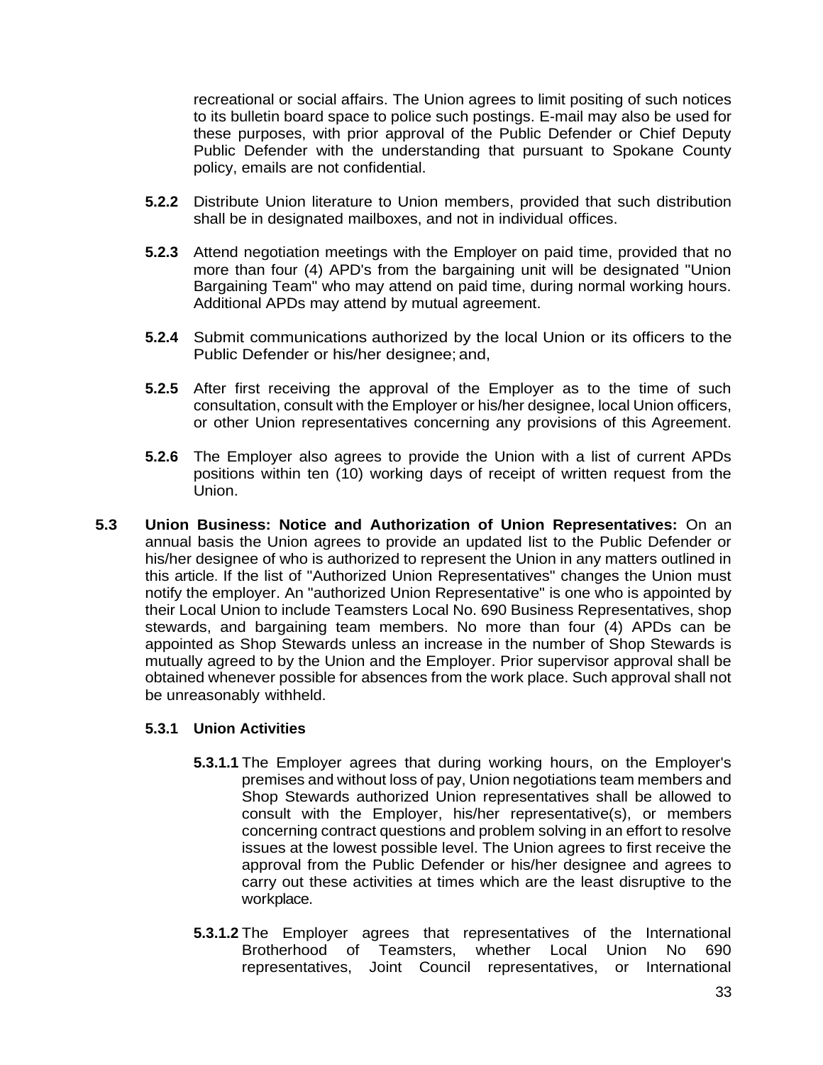recreational or social affairs. The Union agrees to limit positing of such notices to its bulletin board space to police such postings. E-mail may also be used for these purposes, with prior approval of the Public Defender or Chief Deputy Public Defender with the understanding that pursuant to Spokane County policy, emails are not confidential.

**5.2.2** Distribute Union literature to Union members, provided that such distribution shall be in designated mailboxes, and not in individual offices.

**5.2.3** Attend negotiation meetings with the Employer on paid time, provided that no more than four (4) APD's from the bargaining unit will be designated "Union Bargaining Team" who may attend on paid time, during normal working hours. Additional APDs may attend by mutual agreement.

**5.2.4** Submit communications authorized by the local Union or its officers to the Public Defender or his/her designee; and,

**5.2.5** After first receiving the approval of the Employer as to the time of such consultation, consult with the Employer or his/her designee, local Union officers, or other Union representatives concerning any provisions of this Agreement.

**5.2.6** The Employer also agrees to provide the Union with a list of current APDs positions within ten (10) working days of receipt of written request from the Union.

**5.3 Union Business: Notice and Authorization of Union Representatives:** On an annual basis the Union agrees to provide an updated list to the Public Defender or his/her designee of who is authorized to represent the Union in any matters outlined in this article. If the list of "Authorized Union Representatives" changes the Union must notify the employer. An "authorized Union Representative" is one who is appointed by their Local Union to include Teamsters Local No. 690 Business Representatives, shop stewards, and bargaining team members. No more than four (4) APDs can be appointed as Shop Stewards unless an increase in the number of Shop Stewards is mutually agreed to by the Union and the Employer. Prior supervisor approval shall be obtained whenever possible for absences from the work place. Such approval shall not be unreasonably withheld.

**5.3.1 Union Activities**

**5.3.1.1** The Employer agrees that during working hours, on the Employer's premises and without loss of pay, Union negotiations team members and Shop Stewards authorized Union representatives shall be allowed to consult with the Employer, his/her representative(s), or members concerning contract questions and problem solving in an effort to resolve issues at the lowest possible level. The Union agrees to first receive the approval from the Public Defender or his/her designee and agrees to carry out these activities at times which are the least disruptive to the workplace.

**5.3.1.2** The Employer agrees that representatives of the International Brotherhood of Teamsters, whether Local Union No 690 representatives, Joint Council representatives, or International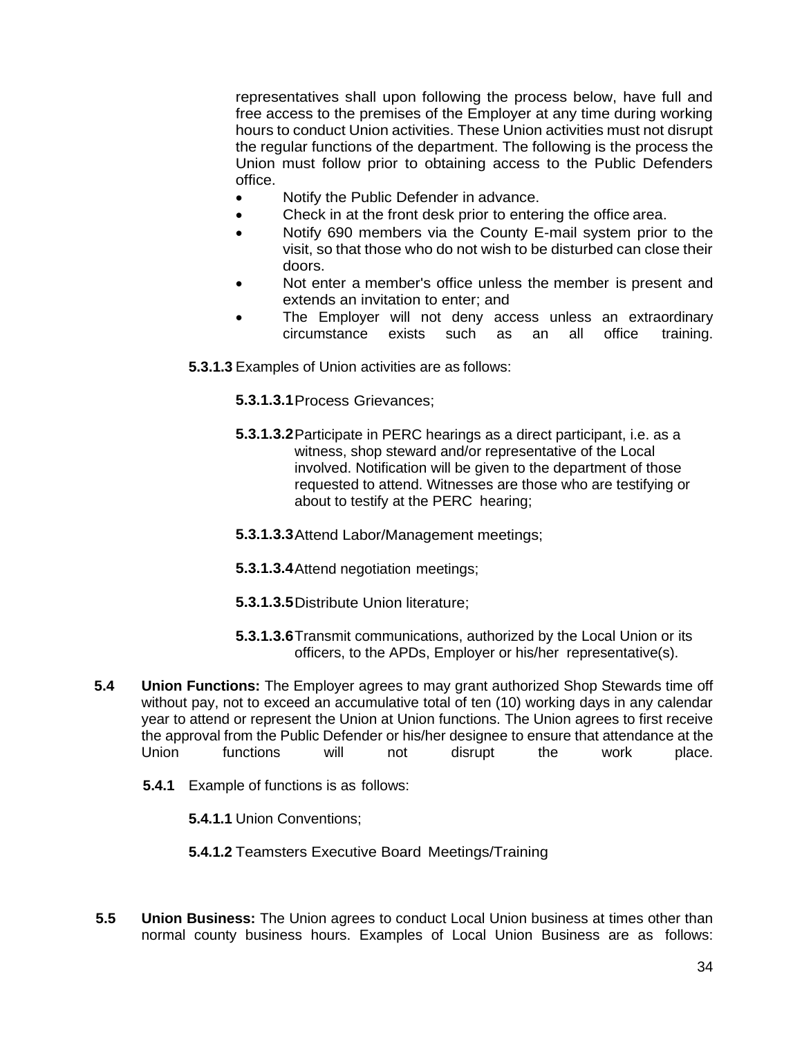representatives shall upon following the process below, have full and free access to the premises of the Employer at any time during working hours to conduct Union activities. These Union activities must not disrupt the regular functions of the department. The following is the process the Union must follow prior to obtaining access to the Public Defenders office.

- Notify the Public Defender in advance.
- Check in at the front desk prior to entering the office area.
- Notify 690 members via the County E-mail system prior to the visit, so that those who do not wish to be disturbed can close their doors.
- Not enter a member's office unless the member is present and extends an invitation to enter; and
- The Employer will not deny access unless an extraordinary circumstance exists such as an all office training.

**5.3.1.3** Examples of Union activities are as follows:

**5.3.1.3.1** Process Grievances;

**5.3.1.3.2** Participate in PERC hearings as a direct participant, i.e. as a witness, shop steward and/or representative of the Local involved. Notification will be given to the department of those requested to attend. Witnesses are those who are testifying or about to testify at the PERC hearing;

**5.3.1.3.3** Attend Labor/Management meetings;

**5.3.1.3.4** Attend negotiation meetings;

**5.3.1.3.5** Distribute Union literature;

**5.3.1.3.6** Transmit communications, authorized by the Local Union or its officers, to the APDs, Employer or his/her representative(s).

**5.4** **Union Functions:** The Employer agrees to may grant authorized Shop Stewards time off without pay, not to exceed an accumulative total of ten (10) working days in any calendar year to attend or represent the Union at Union functions. The Union agrees to first receive the approval from the Public Defender or his/her designee to ensure that attendance at the Union functions will not disrupt the work place.

**5.4.1** Example of functions is as follows:

**5.4.1.1** Union Conventions;

**5.4.1.2** Teamsters Executive Board Meetings/Training

**5.5** **Union Business:** The Union agrees to conduct Local Union business at times other than normal county business hours. Examples of Local Union Business are as follows: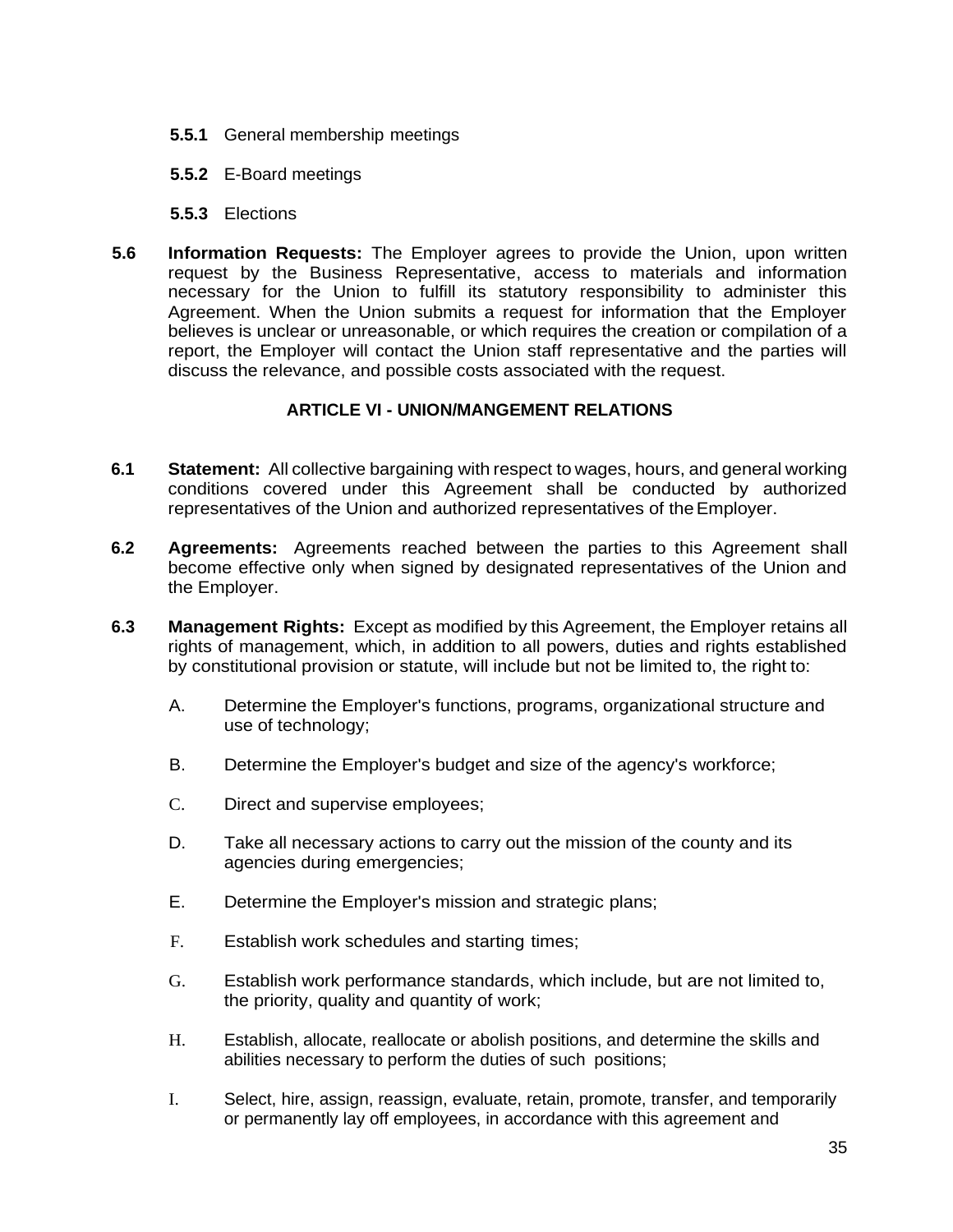**5.5.1** General membership meetings

**5.5.2** E-Board meetings

**5.5.3** Elections

**5.6 Information Requests:** The Employer agrees to provide the Union, upon written request by the Business Representative, access to materials and information necessary for the Union to fulfill its statutory responsibility to administer this Agreement. When the Union submits a request for information that the Employer believes is unclear or unreasonable, or which requires the creation or compilation of a report, the Employer will contact the Union staff representative and the parties will discuss the relevance, and possible costs associated with the request.

## ARTICLE VI - UNION/MANGEMENT RELATIONS

**6.1 Statement:** All collective bargaining with respect to wages, hours, and general working conditions covered under this Agreement shall be conducted by authorized representatives of the Union and authorized representatives of the Employer.

**6.2 Agreements:** Agreements reached between the parties to this Agreement shall become effective only when signed by designated representatives of the Union and the Employer.

**6.3 Management Rights:** Except as modified by this Agreement, the Employer retains all rights of management, which, in addition to all powers, duties and rights established by constitutional provision or statute, will include but not be limited to, the right to:

A. Determine the Employer's functions, programs, organizational structure and use of technology;

B. Determine the Employer's budget and size of the agency's workforce;

C. Direct and supervise employees;

D. Take all necessary actions to carry out the mission of the county and its agencies during emergencies;

E. Determine the Employer's mission and strategic plans;

F. Establish work schedules and starting times;

G. Establish work performance standards, which include, but are not limited to, the priority, quality and quantity of work;

H. Establish, allocate, reallocate or abolish positions, and determine the skills and abilities necessary to perform the duties of such positions;

I. Select, hire, assign, reassign, evaluate, retain, promote, transfer, and temporarily or permanently lay off employees, in accordance with this agreement and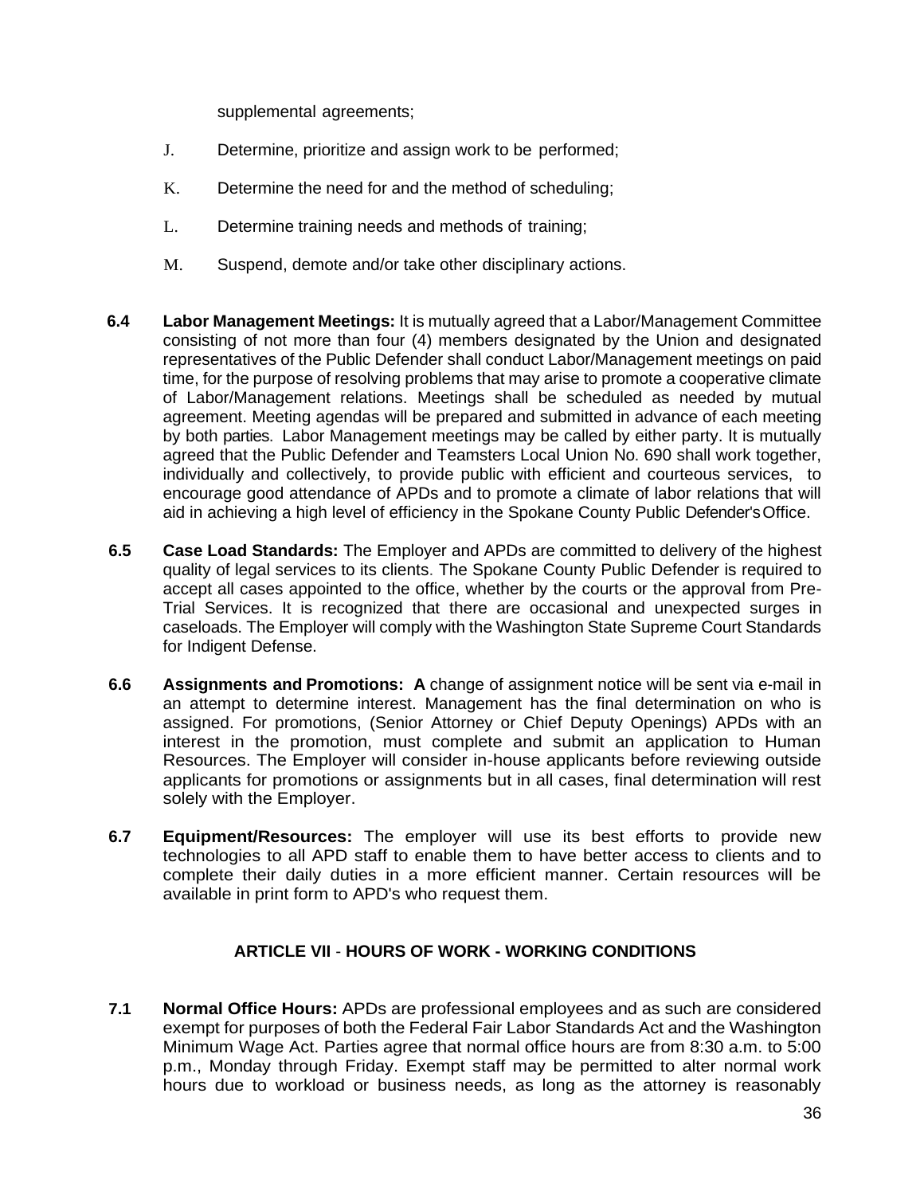supplemental agreements;

J. Determine, prioritize and assign work to be performed;

K. Determine the need for and the method of scheduling;

L. Determine training needs and methods of training;

M. Suspend, demote and/or take other disciplinary actions.

**6.4 Labor Management Meetings:** It is mutually agreed that a Labor/Management Committee consisting of not more than four (4) members designated by the Union and designated representatives of the Public Defender shall conduct Labor/Management meetings on paid time, for the purpose of resolving problems that may arise to promote a cooperative climate of Labor/Management relations. Meetings shall be scheduled as needed by mutual agreement. Meeting agendas will be prepared and submitted in advance of each meeting by both parties. Labor Management meetings may be called by either party. It is mutually agreed that the Public Defender and Teamsters Local Union No. 690 shall work together, individually and collectively, to provide public with efficient and courteous services, to encourage good attendance of APDs and to promote a climate of labor relations that will aid in achieving a high level of efficiency in the Spokane County Public Defender's Office.

**6.5 Case Load Standards:** The Employer and APDs are committed to delivery of the highest quality of legal services to its clients. The Spokane County Public Defender is required to accept all cases appointed to the office, whether by the courts or the approval from Pre-Trial Services. It is recognized that there are occasional and unexpected surges in caseloads. The Employer will comply with the Washington State Supreme Court Standards for Indigent Defense.

**6.6 Assignments and Promotions: A** change of assignment notice will be sent via e-mail in an attempt to determine interest. Management has the final determination on who is assigned. For promotions, (Senior Attorney or Chief Deputy Openings) APDs with an interest in the promotion, must complete and submit an application to Human Resources. The Employer will consider in-house applicants before reviewing outside applicants for promotions or assignments but in all cases, final determination will rest solely with the Employer.

**6.7 Equipment/Resources:** The employer will use its best efforts to provide new technologies to all APD staff to enable them to have better access to clients and to complete their daily duties in a more efficient manner. Certain resources will be available in print form to APD's who request them.

## ARTICLE VII - HOURS OF WORK - WORKING CONDITIONS

**7.1 Normal Office Hours:** APDs are professional employees and as such are considered exempt for purposes of both the Federal Fair Labor Standards Act and the Washington Minimum Wage Act. Parties agree that normal office hours are from 8:30 a.m. to 5:00 p.m., Monday through Friday. Exempt staff may be permitted to alter normal work hours due to workload or business needs, as long as the attorney is reasonably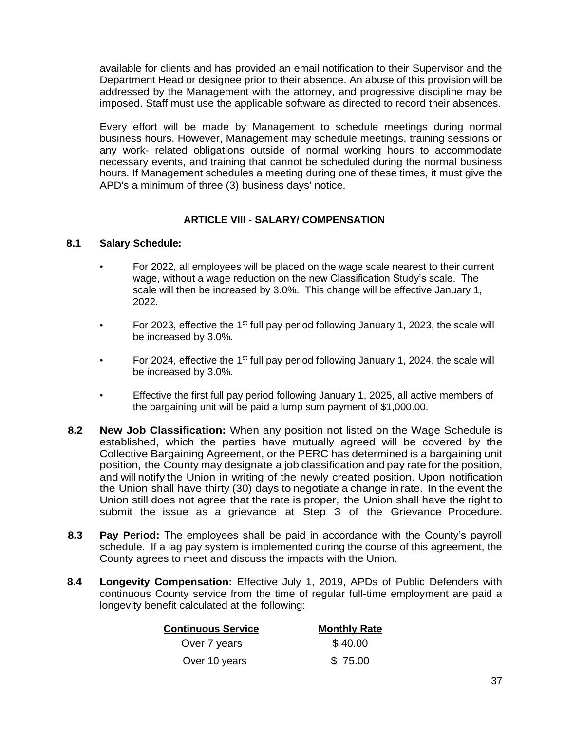available for clients and has provided an email notification to their Supervisor and the Department Head or designee prior to their absence. An abuse of this provision will be addressed by the Management with the attorney, and progressive discipline may be imposed. Staff must use the applicable software as directed to record their absences.

Every effort will be made by Management to schedule meetings during normal business hours. However, Management may schedule meetings, training sessions or any work- related obligations outside of normal working hours to accommodate necessary events, and training that cannot be scheduled during the normal business hours. If Management schedules a meeting during one of these times, it must give the APD's a minimum of three (3) business days' notice.

## ARTICLE VIII - SALARY/ COMPENSATION

**8.1 Salary Schedule:**

- For 2022, all employees will be placed on the wage scale nearest to their current wage, without a wage reduction on the new Classification Study's scale. The scale will then be increased by 3.0%. This change will be effective January 1, 2022.
- For 2023, effective the 1st full pay period following January 1, 2023, the scale will be increased by 3.0%.
- For 2024, effective the 1st full pay period following January 1, 2024, the scale will be increased by 3.0%.
- Effective the first full pay period following January 1, 2025, all active members of the bargaining unit will be paid a lump sum payment of $1,000.00.

**8.2 New Job Classification:** When any position not listed on the Wage Schedule is established, which the parties have mutually agreed will be covered by the Collective Bargaining Agreement, or the PERC has determined is a bargaining unit position, the County may designate a job classification and pay rate for the position, and will notify the Union in writing of the newly created position. Upon notification the Union shall have thirty (30) days to negotiate a change in rate. In the event the Union still does not agree that the rate is proper, the Union shall have the right to submit the issue as a grievance at Step 3 of the Grievance Procedure.

**8.3 Pay Period:** The employees shall be paid in accordance with the County's payroll schedule. If a lag pay system is implemented during the course of this agreement, the County agrees to meet and discuss the impacts with the Union.

**8.4 Longevity Compensation:** Effective July 1, 2019, APDs of Public Defenders with continuous County service from the time of regular full-time employment are paid a longevity benefit calculated at the following:

| Continuous Service | Monthly Rate |
| --- | --- |
| Over 7 years | $ 40.00 |
| Over 10 years | $ 75.00 |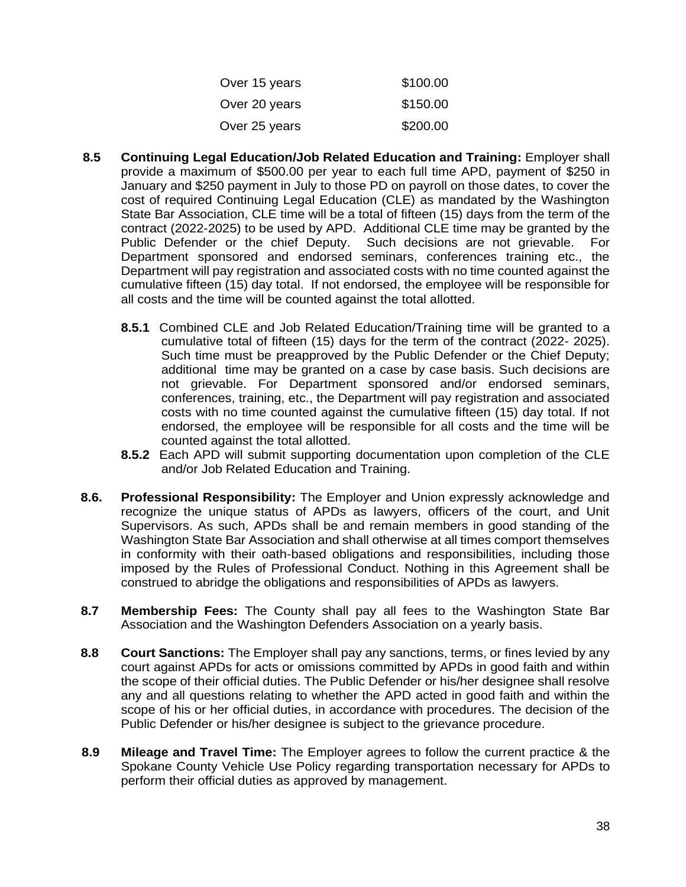| | |
|---|---|
| Over 15 years | $100.00 |
| Over 20 years | $150.00 |
| Over 25 years | $200.00 |

**8.5 Continuing Legal Education/Job Related Education and Training:** Employer shall provide a maximum of $500.00 per year to each full time APD, payment of $250 in January and $250 payment in July to those PD on payroll on those dates, to cover the cost of required Continuing Legal Education (CLE) as mandated by the Washington State Bar Association, CLE time will be a total of fifteen (15) days from the term of the contract (2022-2025) to be used by APD. Additional CLE time may be granted by the Public Defender or the chief Deputy. Such decisions are not grievable. For Department sponsored and endorsed seminars, conferences training etc., the Department will pay registration and associated costs with no time counted against the cumulative fifteen (15) day total. If not endorsed, the employee will be responsible for all costs and the time will be counted against the total allotted.

**8.5.1** Combined CLE and Job Related Education/Training time will be granted to a cumulative total of fifteen (15) days for the term of the contract (2022- 2025). Such time must be preapproved by the Public Defender or the Chief Deputy; additional time may be granted on a case by case basis. Such decisions are not grievable. For Department sponsored and/or endorsed seminars, conferences, training, etc., the Department will pay registration and associated costs with no time counted against the cumulative fifteen (15) day total. If not endorsed, the employee will be responsible for all costs and the time will be counted against the total allotted.

**8.5.2** Each APD will submit supporting documentation upon completion of the CLE and/or Job Related Education and Training.

**8.6. Professional Responsibility:** The Employer and Union expressly acknowledge and recognize the unique status of APDs as lawyers, officers of the court, and Unit Supervisors. As such, APDs shall be and remain members in good standing of the Washington State Bar Association and shall otherwise at all times comport themselves in conformity with their oath-based obligations and responsibilities, including those imposed by the Rules of Professional Conduct. Nothing in this Agreement shall be construed to abridge the obligations and responsibilities of APDs as lawyers.

**8.7 Membership Fees:** The County shall pay all fees to the Washington State Bar Association and the Washington Defenders Association on a yearly basis.

**8.8 Court Sanctions:** The Employer shall pay any sanctions, terms, or fines levied by any court against APDs for acts or omissions committed by APDs in good faith and within the scope of their official duties. The Public Defender or his/her designee shall resolve any and all questions relating to whether the APD acted in good faith and within the scope of his or her official duties, in accordance with procedures. The decision of the Public Defender or his/her designee is subject to the grievance procedure.

**8.9 Mileage and Travel Time:** The Employer agrees to follow the current practice & the Spokane County Vehicle Use Policy regarding transportation necessary for APDs to perform their official duties as approved by management.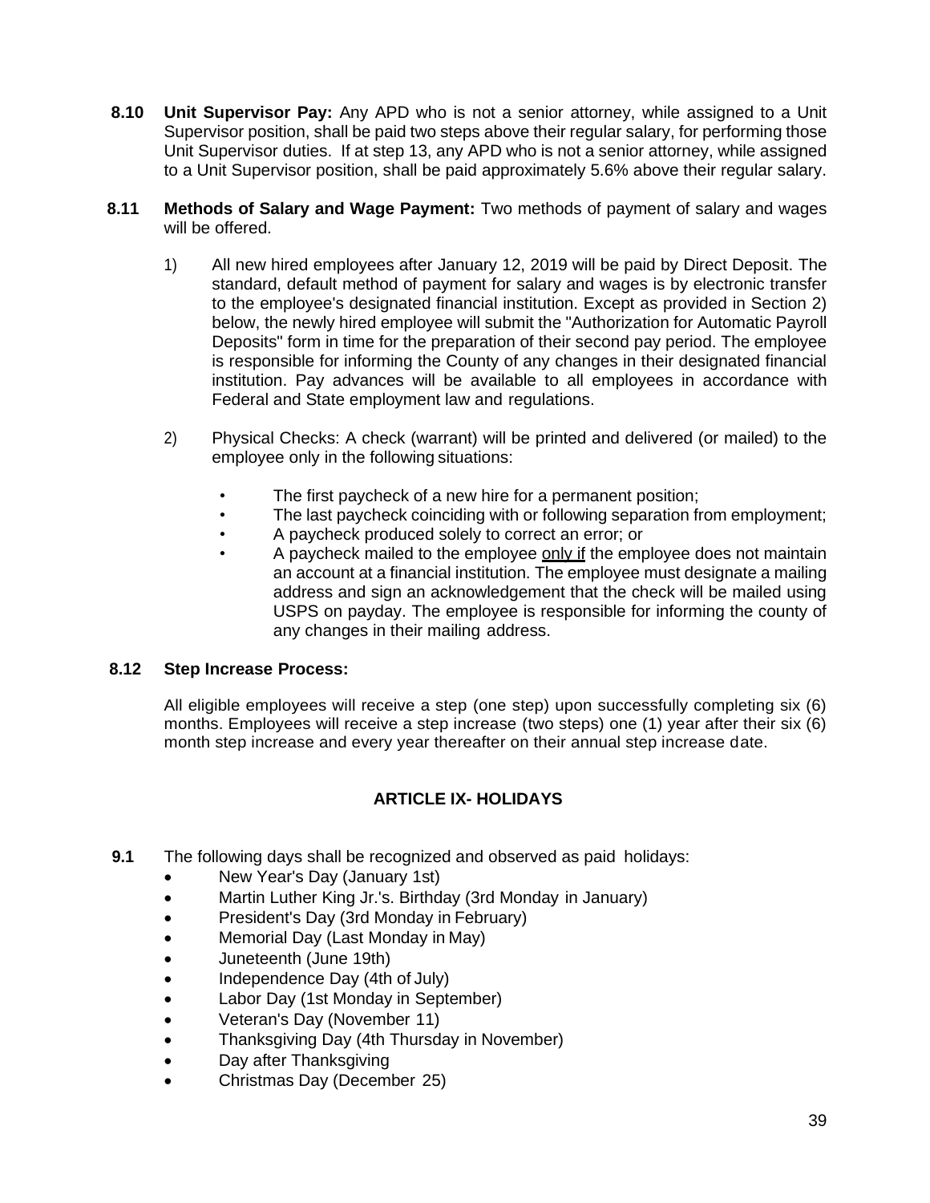**8.10 Unit Supervisor Pay:** Any APD who is not a senior attorney, while assigned to a Unit Supervisor position, shall be paid two steps above their regular salary, for performing those Unit Supervisor duties. If at step 13, any APD who is not a senior attorney, while assigned to a Unit Supervisor position, shall be paid approximately 5.6% above their regular salary.

**8.11 Methods of Salary and Wage Payment:** Two methods of payment of salary and wages will be offered.

1) All new hired employees after January 12, 2019 will be paid by Direct Deposit. The standard, default method of payment for salary and wages is by electronic transfer to the employee's designated financial institution. Except as provided in Section 2) below, the newly hired employee will submit the "Authorization for Automatic Payroll Deposits" form in time for the preparation of their second pay period. The employee is responsible for informing the County of any changes in their designated financial institution. Pay advances will be available to all employees in accordance with Federal and State employment law and regulations.

2) Physical Checks: A check (warrant) will be printed and delivered (or mailed) to the employee only in the following situations:

   - The first paycheck of a new hire for a permanent position;
   - The last paycheck coinciding with or following separation from employment;
   - A paycheck produced solely to correct an error; or
   - A paycheck mailed to the employee only if the employee does not maintain an account at a financial institution. The employee must designate a mailing address and sign an acknowledgement that the check will be mailed using USPS on payday. The employee is responsible for informing the county of any changes in their mailing address.

**8.12 Step Increase Process:**

All eligible employees will receive a step (one step) upon successfully completing six (6) months. Employees will receive a step increase (two steps) one (1) year after their six (6) month step increase and every year thereafter on their annual step increase date.

## ARTICLE IX- HOLIDAYS

**9.1** The following days shall be recognized and observed as paid holidays:

- New Year's Day (January 1st)
- Martin Luther King Jr.'s. Birthday (3rd Monday in January)
- President's Day (3rd Monday in February)
- Memorial Day (Last Monday in May)
- Juneteenth (June 19th)
- Independence Day (4th of July)
- Labor Day (1st Monday in September)
- Veteran's Day (November 11)
- Thanksgiving Day (4th Thursday in November)
- Day after Thanksgiving
- Christmas Day (December 25)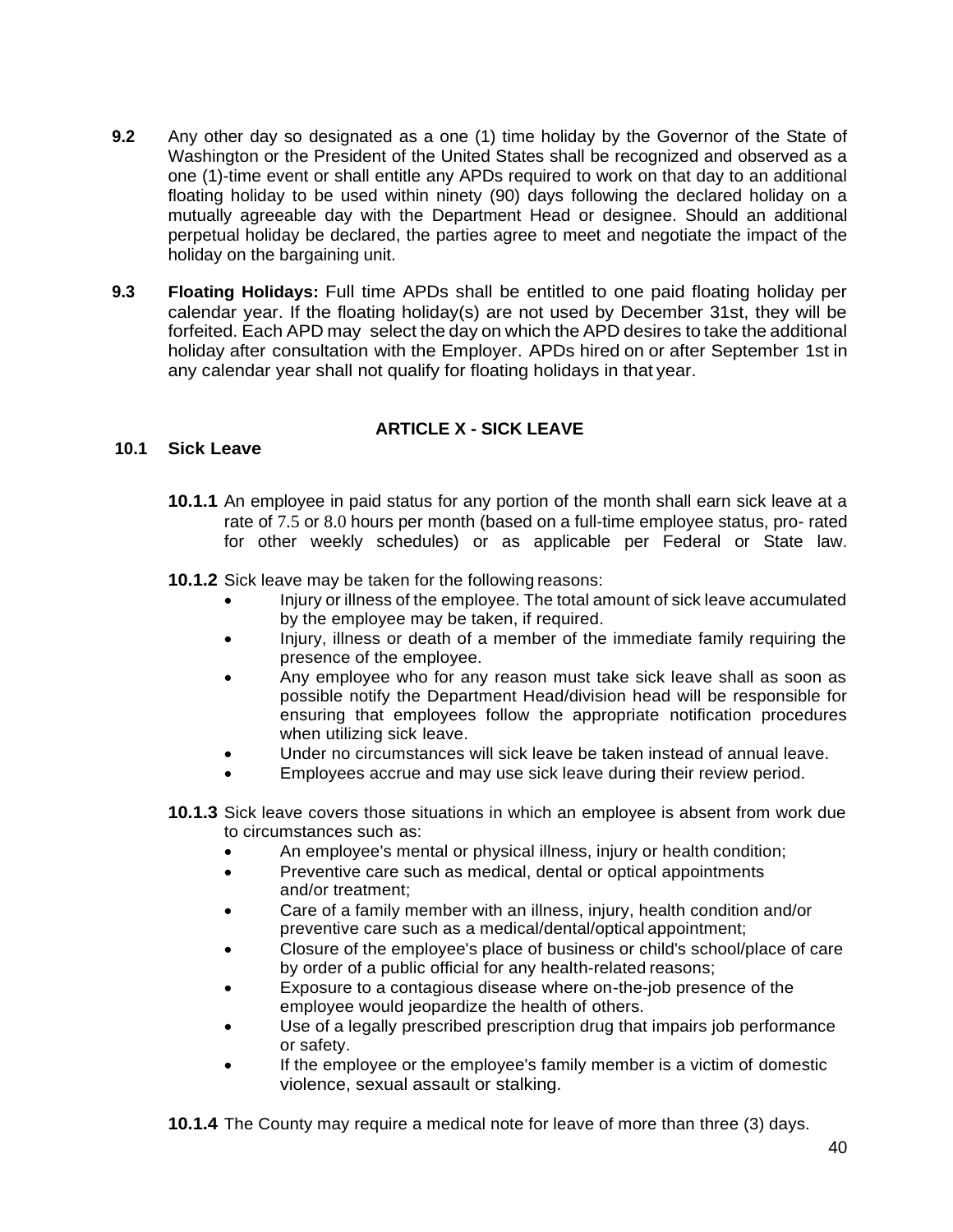**9.2** Any other day so designated as a one (1) time holiday by the Governor of the State of Washington or the President of the United States shall be recognized and observed as a one (1)-time event or shall entitle any APDs required to work on that day to an additional floating holiday to be used within ninety (90) days following the declared holiday on a mutually agreeable day with the Department Head or designee. Should an additional perpetual holiday be declared, the parties agree to meet and negotiate the impact of the holiday on the bargaining unit.

**9.3** **Floating Holidays:** Full time APDs shall be entitled to one paid floating holiday per calendar year. If the floating holiday(s) are not used by December 31st, they will be forfeited. Each APD may select the day on which the APD desires to take the additional holiday after consultation with the Employer. APDs hired on or after September 1st in any calendar year shall not qualify for floating holidays in that year.

## ARTICLE X - SICK LEAVE

### 10.1 Sick Leave

**10.1.1** An employee in paid status for any portion of the month shall earn sick leave at a rate of 7.5 or 8.0 hours per month (based on a full-time employee status, pro- rated for other weekly schedules) or as applicable per Federal or State law.

**10.1.2** Sick leave may be taken for the following reasons:

- Injury or illness of the employee. The total amount of sick leave accumulated by the employee may be taken, if required.
- Injury, illness or death of a member of the immediate family requiring the presence of the employee.
- Any employee who for any reason must take sick leave shall as soon as possible notify the Department Head/division head will be responsible for ensuring that employees follow the appropriate notification procedures when utilizing sick leave.
- Under no circumstances will sick leave be taken instead of annual leave.
- Employees accrue and may use sick leave during their review period.

**10.1.3** Sick leave covers those situations in which an employee is absent from work due to circumstances such as:

- An employee's mental or physical illness, injury or health condition;
- Preventive care such as medical, dental or optical appointments and/or treatment;
- Care of a family member with an illness, injury, health condition and/or preventive care such as a medical/dental/optical appointment;
- Closure of the employee's place of business or child's school/place of care by order of a public official for any health-related reasons;
- Exposure to a contagious disease where on-the-job presence of the employee would jeopardize the health of others.
- Use of a legally prescribed prescription drug that impairs job performance or safety.
- If the employee or the employee's family member is a victim of domestic violence, sexual assault or stalking.

**10.1.4** The County may require a medical note for leave of more than three (3) days.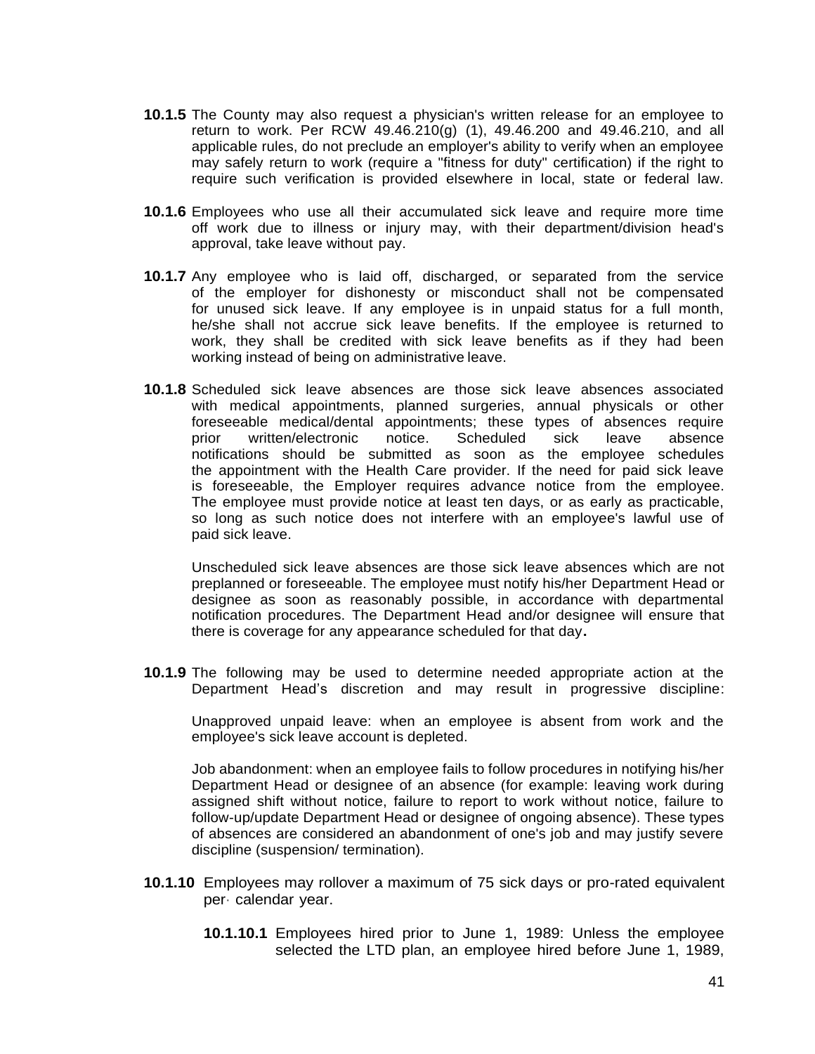**10.1.5** The County may also request a physician's written release for an employee to return to work. Per RCW 49.46.210(g) (1), 49.46.200 and 49.46.210, and all applicable rules, do not preclude an employer's ability to verify when an employee may safely return to work (require a "fitness for duty" certification) if the right to require such verification is provided elsewhere in local, state or federal law.

**10.1.6** Employees who use all their accumulated sick leave and require more time off work due to illness or injury may, with their department/division head's approval, take leave without pay.

**10.1.7** Any employee who is laid off, discharged, or separated from the service of the employer for dishonesty or misconduct shall not be compensated for unused sick leave. If any employee is in unpaid status for a full month, he/she shall not accrue sick leave benefits. If the employee is returned to work, they shall be credited with sick leave benefits as if they had been working instead of being on administrative leave.

**10.1.8** Scheduled sick leave absences are those sick leave absences associated with medical appointments, planned surgeries, annual physicals or other foreseeable medical/dental appointments; these types of absences require prior written/electronic notice. Scheduled sick leave absence notifications should be submitted as soon as the employee schedules the appointment with the Health Care provider. If the need for paid sick leave is foreseeable, the Employer requires advance notice from the employee. The employee must provide notice at least ten days, or as early as practicable, so long as such notice does not interfere with an employee's lawful use of paid sick leave.

Unscheduled sick leave absences are those sick leave absences which are not preplanned or foreseeable. The employee must notify his/her Department Head or designee as soon as reasonably possible, in accordance with departmental notification procedures. The Department Head and/or designee will ensure that there is coverage for any appearance scheduled for that day**.**

**10.1.9** The following may be used to determine needed appropriate action at the Department Head's discretion and may result in progressive discipline:

Unapproved unpaid leave: when an employee is absent from work and the employee's sick leave account is depleted.

Job abandonment: when an employee fails to follow procedures in notifying his/her Department Head or designee of an absence (for example: leaving work during assigned shift without notice, failure to report to work without notice, failure to follow-up/update Department Head or designee of ongoing absence). These types of absences are considered an abandonment of one's job and may justify severe discipline (suspension/ termination).

**10.1.10** Employees may rollover a maximum of 75 sick days or pro-rated equivalent per· calendar year.

**10.1.10.1** Employees hired prior to June 1, 1989: Unless the employee selected the LTD plan, an employee hired before June 1, 1989,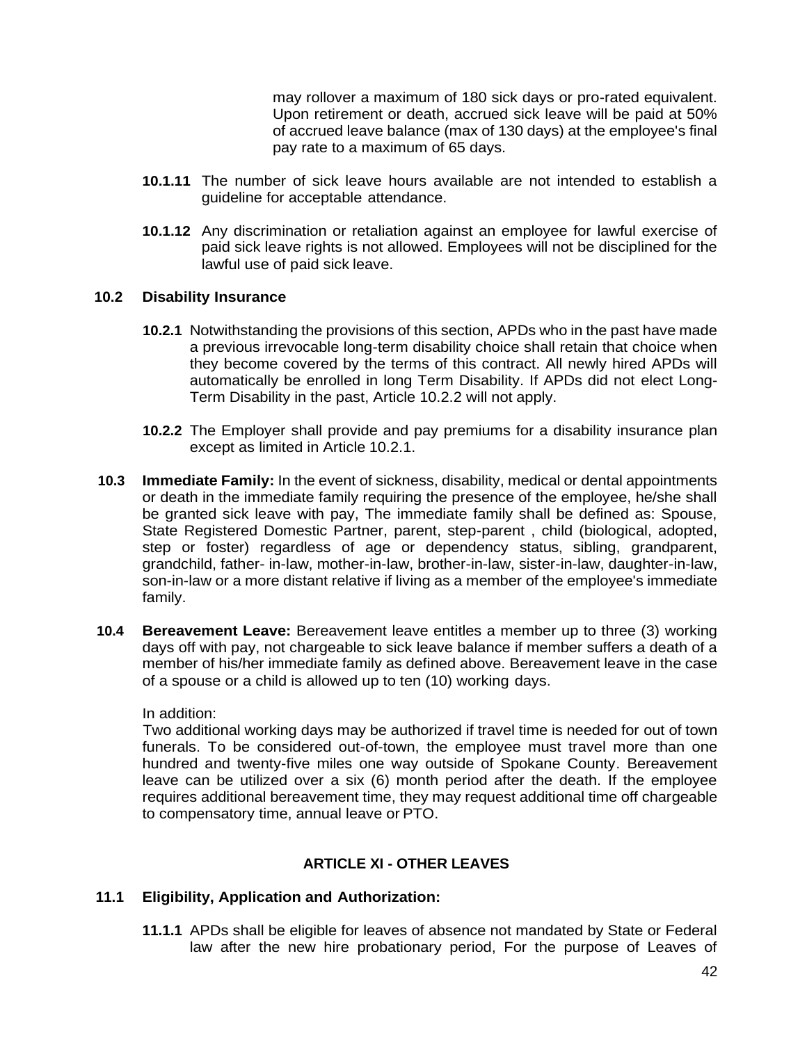may rollover a maximum of 180 sick days or pro-rated equivalent. Upon retirement or death, accrued sick leave will be paid at 50% of accrued leave balance (max of 130 days) at the employee's final pay rate to a maximum of 65 days.

**10.1.11** The number of sick leave hours available are not intended to establish a guideline for acceptable attendance.

**10.1.12** Any discrimination or retaliation against an employee for lawful exercise of paid sick leave rights is not allowed. Employees will not be disciplined for the lawful use of paid sick leave.

**10.2 Disability Insurance**

**10.2.1** Notwithstanding the provisions of this section, APDs who in the past have made a previous irrevocable long-term disability choice shall retain that choice when they become covered by the terms of this contract. All newly hired APDs will automatically be enrolled in long Term Disability. If APDs did not elect Long-Term Disability in the past, Article 10.2.2 will not apply.

**10.2.2** The Employer shall provide and pay premiums for a disability insurance plan except as limited in Article 10.2.1.

**10.3 Immediate Family:** In the event of sickness, disability, medical or dental appointments or death in the immediate family requiring the presence of the employee, he/she shall be granted sick leave with pay, The immediate family shall be defined as: Spouse, State Registered Domestic Partner, parent, step-parent , child (biological, adopted, step or foster) regardless of age or dependency status, sibling, grandparent, grandchild, father- in-law, mother-in-law, brother-in-law, sister-in-law, daughter-in-law, son-in-law or a more distant relative if living as a member of the employee's immediate family.

**10.4 Bereavement Leave:** Bereavement leave entitles a member up to three (3) working days off with pay, not chargeable to sick leave balance if member suffers a death of a member of his/her immediate family as defined above. Bereavement leave in the case of a spouse or a child is allowed up to ten (10) working days.

In addition:
Two additional working days may be authorized if travel time is needed for out of town funerals. To be considered out-of-town, the employee must travel more than one hundred and twenty-five miles one way outside of Spokane County. Bereavement leave can be utilized over a six (6) month period after the death. If the employee requires additional bereavement time, they may request additional time off chargeable to compensatory time, annual leave or PTO.

## ARTICLE XI - OTHER LEAVES

**11.1 Eligibility, Application and Authorization:**

**11.1.1** APDs shall be eligible for leaves of absence not mandated by State or Federal law after the new hire probationary period, For the purpose of Leaves of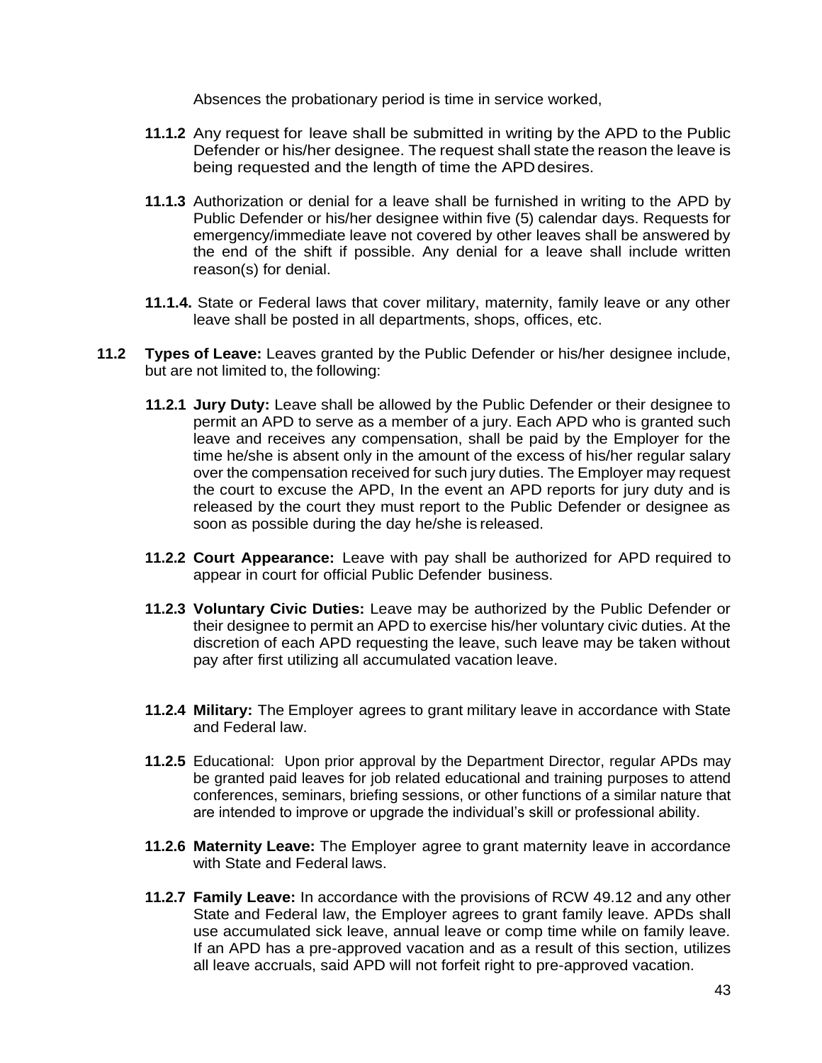Absences the probationary period is time in service worked,

**11.1.2** Any request for leave shall be submitted in writing by the APD to the Public Defender or his/her designee. The request shall state the reason the leave is being requested and the length of time the APD desires.

**11.1.3** Authorization or denial for a leave shall be furnished in writing to the APD by Public Defender or his/her designee within five (5) calendar days. Requests for emergency/immediate leave not covered by other leaves shall be answered by the end of the shift if possible. Any denial for a leave shall include written reason(s) for denial.

**11.1.4.** State or Federal laws that cover military, maternity, family leave or any other leave shall be posted in all departments, shops, offices, etc.

**11.2 Types of Leave:** Leaves granted by the Public Defender or his/her designee include, but are not limited to, the following:

**11.2.1 Jury Duty:** Leave shall be allowed by the Public Defender or their designee to permit an APD to serve as a member of a jury. Each APD who is granted such leave and receives any compensation, shall be paid by the Employer for the time he/she is absent only in the amount of the excess of his/her regular salary over the compensation received for such jury duties. The Employer may request the court to excuse the APD, In the event an APD reports for jury duty and is released by the court they must report to the Public Defender or designee as soon as possible during the day he/she is released.

**11.2.2 Court Appearance:** Leave with pay shall be authorized for APD required to appear in court for official Public Defender business.

**11.2.3 Voluntary Civic Duties:** Leave may be authorized by the Public Defender or their designee to permit an APD to exercise his/her voluntary civic duties. At the discretion of each APD requesting the leave, such leave may be taken without pay after first utilizing all accumulated vacation leave.

**11.2.4 Military:** The Employer agrees to grant military leave in accordance with State and Federal law.

**11.2.5** Educational: Upon prior approval by the Department Director, regular APDs may be granted paid leaves for job related educational and training purposes to attend conferences, seminars, briefing sessions, or other functions of a similar nature that are intended to improve or upgrade the individual's skill or professional ability.

**11.2.6 Maternity Leave:** The Employer agree to grant maternity leave in accordance with State and Federal laws.

**11.2.7 Family Leave:** In accordance with the provisions of RCW 49.12 and any other State and Federal law, the Employer agrees to grant family leave. APDs shall use accumulated sick leave, annual leave or comp time while on family leave. If an APD has a pre-approved vacation and as a result of this section, utilizes all leave accruals, said APD will not forfeit right to pre-approved vacation.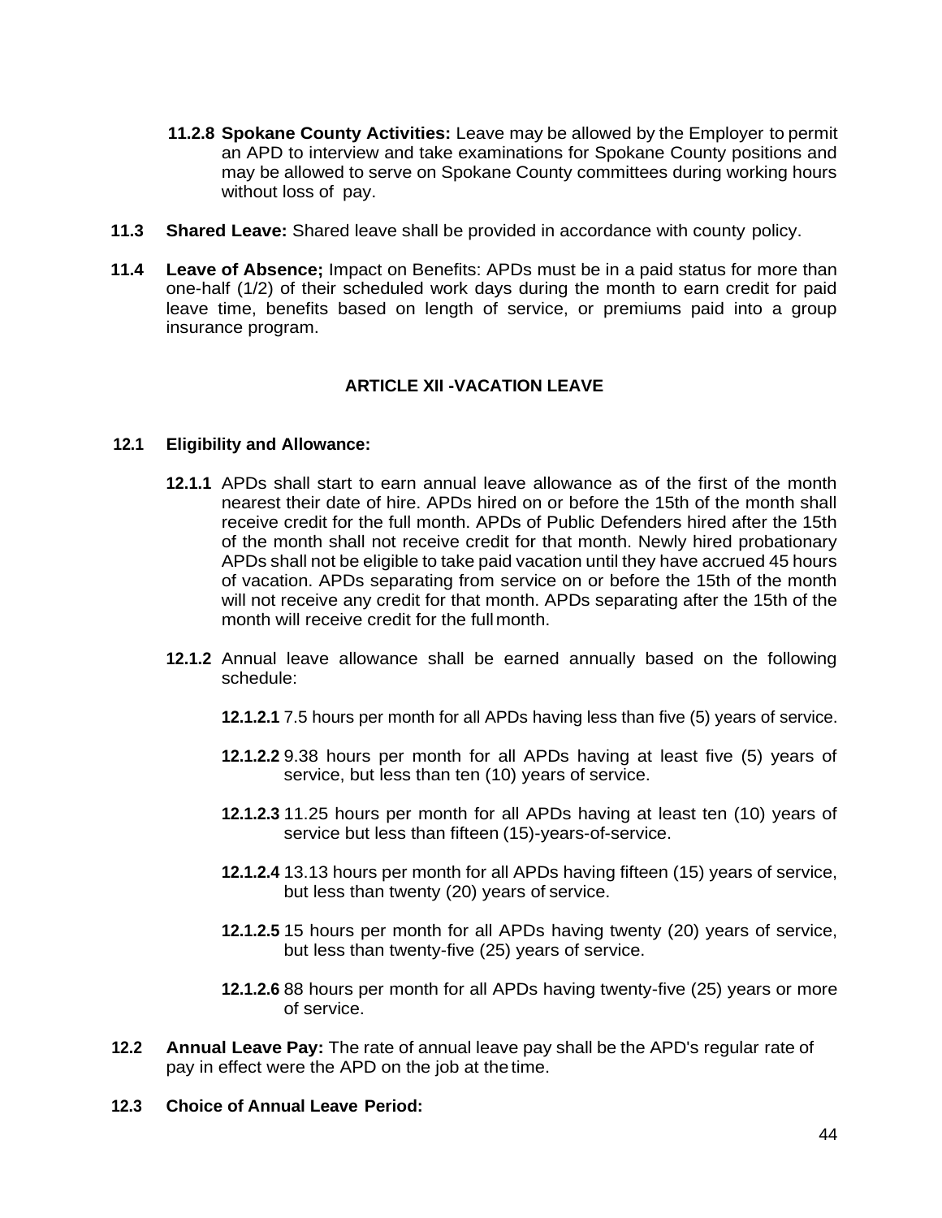**11.2.8 Spokane County Activities:** Leave may be allowed by the Employer to permit an APD to interview and take examinations for Spokane County positions and may be allowed to serve on Spokane County committees during working hours without loss of pay.

**11.3 Shared Leave:** Shared leave shall be provided in accordance with county policy.

**11.4 Leave of Absence;** Impact on Benefits: APDs must be in a paid status for more than one-half (1/2) of their scheduled work days during the month to earn credit for paid leave time, benefits based on length of service, or premiums paid into a group insurance program.

## ARTICLE XII -VACATION LEAVE

**12.1 Eligibility and Allowance:**

**12.1.1** APDs shall start to earn annual leave allowance as of the first of the month nearest their date of hire. APDs hired on or before the 15th of the month shall receive credit for the full month. APDs of Public Defenders hired after the 15th of the month shall not receive credit for that month. Newly hired probationary APDs shall not be eligible to take paid vacation until they have accrued 45 hours of vacation. APDs separating from service on or before the 15th of the month will not receive any credit for that month. APDs separating after the 15th of the month will receive credit for the full month.

**12.1.2** Annual leave allowance shall be earned annually based on the following schedule:

**12.1.2.1** 7.5 hours per month for all APDs having less than five (5) years of service.

**12.1.2.2** 9.38 hours per month for all APDs having at least five (5) years of service, but less than ten (10) years of service.

**12.1.2.3** 11.25 hours per month for all APDs having at least ten (10) years of service but less than fifteen (15)-years-of-service.

**12.1.2.4** 13.13 hours per month for all APDs having fifteen (15) years of service, but less than twenty (20) years of service.

**12.1.2.5** 15 hours per month for all APDs having twenty (20) years of service, but less than twenty-five (25) years of service.

**12.1.2.6** 88 hours per month for all APDs having twenty-five (25) years or more of service.

**12.2 Annual Leave Pay:** The rate of annual leave pay shall be the APD's regular rate of pay in effect were the APD on the job at the time.

**12.3 Choice of Annual Leave Period:**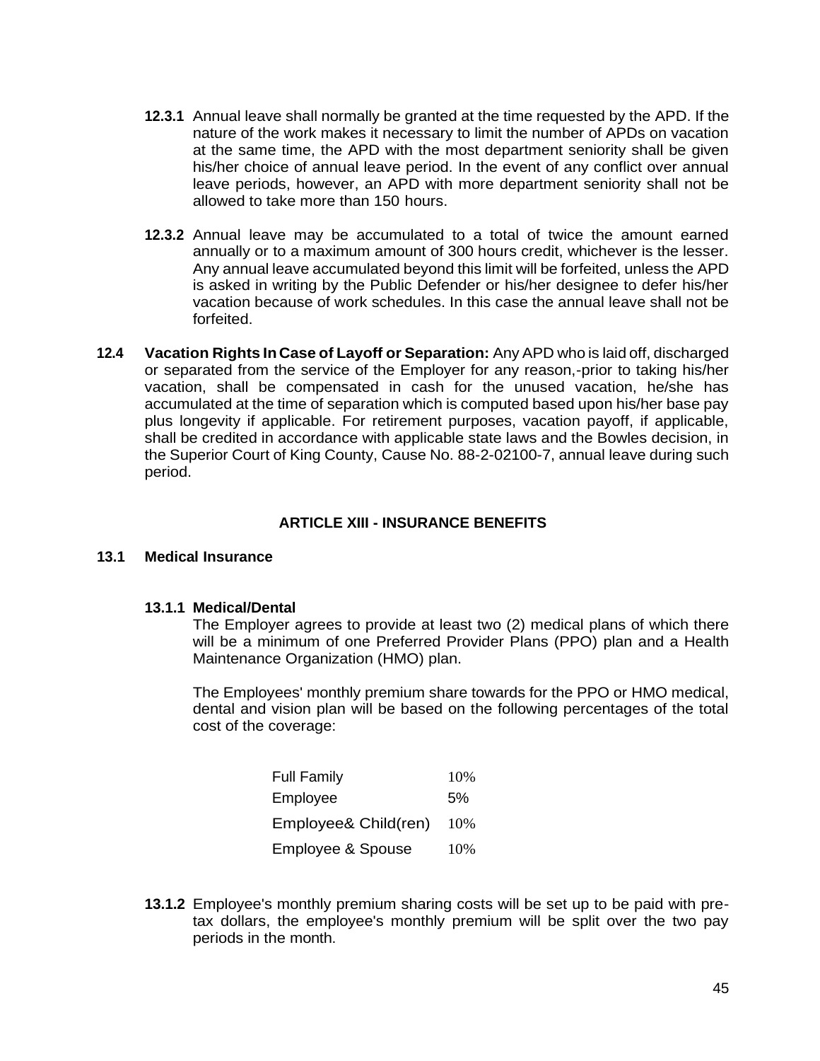**12.3.1** Annual leave shall normally be granted at the time requested by the APD. If the nature of the work makes it necessary to limit the number of APDs on vacation at the same time, the APD with the most department seniority shall be given his/her choice of annual leave period. In the event of any conflict over annual leave periods, however, an APD with more department seniority shall not be allowed to take more than 150 hours.

**12.3.2** Annual leave may be accumulated to a total of twice the amount earned annually or to a maximum amount of 300 hours credit, whichever is the lesser. Any annual leave accumulated beyond this limit will be forfeited, unless the APD is asked in writing by the Public Defender or his/her designee to defer his/her vacation because of work schedules. In this case the annual leave shall not be forfeited.

**12.4 Vacation Rights In Case of Layoff or Separation:** Any APD who is laid off, discharged or separated from the service of the Employer for any reason,-prior to taking his/her vacation, shall be compensated in cash for the unused vacation, he/she has accumulated at the time of separation which is computed based upon his/her base pay plus longevity if applicable. For retirement purposes, vacation payoff, if applicable, shall be credited in accordance with applicable state laws and the Bowles decision, in the Superior Court of King County, Cause No. 88-2-02100-7, annual leave during such period.

## ARTICLE XIII - INSURANCE BENEFITS

### 13.1 Medical Insurance

#### 13.1.1 Medical/Dental

The Employer agrees to provide at least two (2) medical plans of which there will be a minimum of one Preferred Provider Plans (PPO) plan and a Health Maintenance Organization (HMO) plan.

The Employees' monthly premium share towards for the PPO or HMO medical, dental and vision plan will be based on the following percentages of the total cost of the coverage:

| | |
|---|---|
| Full Family | 10% |
| Employee | 5% |
| Employee& Child(ren) | 10% |
| Employee & Spouse | 10% |

**13.1.2** Employee's monthly premium sharing costs will be set up to be paid with pre-tax dollars, the employee's monthly premium will be split over the two pay periods in the month.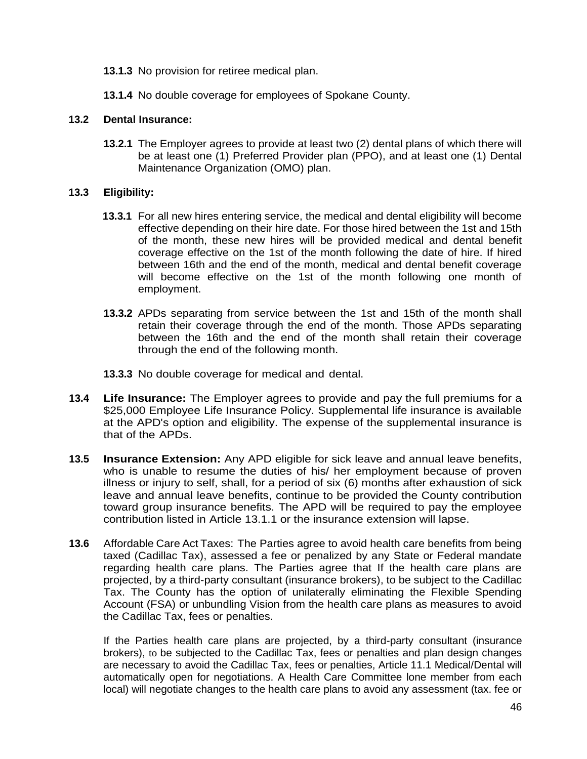**13.1.3** No provision for retiree medical plan.

**13.1.4** No double coverage for employees of Spokane County.

**13.2 Dental Insurance:**

**13.2.1** The Employer agrees to provide at least two (2) dental plans of which there will be at least one (1) Preferred Provider plan (PPO), and at least one (1) Dental Maintenance Organization (OMO) plan.

**13.3 Eligibility:**

**13.3.1** For all new hires entering service, the medical and dental eligibility will become effective depending on their hire date. For those hired between the 1st and 15th of the month, these new hires will be provided medical and dental benefit coverage effective on the 1st of the month following the date of hire. If hired between 16th and the end of the month, medical and dental benefit coverage will become effective on the 1st of the month following one month of employment.

**13.3.2** APDs separating from service between the 1st and 15th of the month shall retain their coverage through the end of the month. Those APDs separating between the 16th and the end of the month shall retain their coverage through the end of the following month.

**13.3.3** No double coverage for medical and dental.

**13.4 Life Insurance:** The Employer agrees to provide and pay the full premiums for a $25,000 Employee Life Insurance Policy. Supplemental life insurance is available at the APD's option and eligibility. The expense of the supplemental insurance is that of the APDs.

**13.5 Insurance Extension:** Any APD eligible for sick leave and annual leave benefits, who is unable to resume the duties of his/ her employment because of proven illness or injury to self, shall, for a period of six (6) months after exhaustion of sick leave and annual leave benefits, continue to be provided the County contribution toward group insurance benefits. The APD will be required to pay the employee contribution listed in Article 13.1.1 or the insurance extension will lapse.

**13.6** Affordable Care Act Taxes: The Parties agree to avoid health care benefits from being taxed (Cadillac Tax), assessed a fee or penalized by any State or Federal mandate regarding health care plans. The Parties agree that If the health care plans are projected, by a third-party consultant (insurance brokers), to be subject to the Cadillac Tax. The County has the option of unilaterally eliminating the Flexible Spending Account (FSA) or unbundling Vision from the health care plans as measures to avoid the Cadillac Tax, fees or penalties.

If the Parties health care plans are projected, by a third-party consultant (insurance brokers), to be subjected to the Cadillac Tax, fees or penalties and plan design changes are necessary to avoid the Cadillac Tax, fees or penalties, Article 11.1 Medical/Dental will automatically open for negotiations. A Health Care Committee lone member from each local) will negotiate changes to the health care plans to avoid any assessment (tax. fee or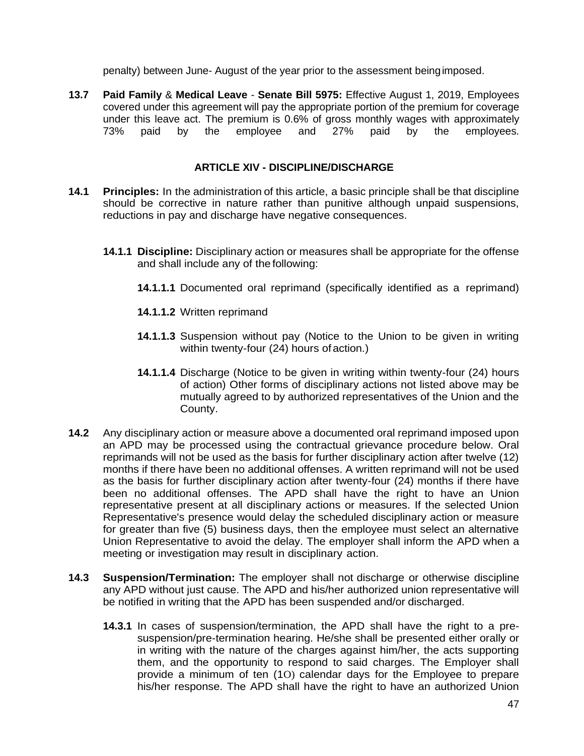penalty) between June- August of the year prior to the assessment being imposed.

**13.7 Paid Family** & **Medical Leave** - **Senate Bill 5975:** Effective August 1, 2019, Employees covered under this agreement will pay the appropriate portion of the premium for coverage under this leave act. The premium is 0.6% of gross monthly wages with approximately 73% paid by the employee and 27% paid by the employees.

## ARTICLE XIV - DISCIPLINE/DISCHARGE

**14.1 Principles:** In the administration of this article, a basic principle shall be that discipline should be corrective in nature rather than punitive although unpaid suspensions, reductions in pay and discharge have negative consequences.

**14.1.1 Discipline:** Disciplinary action or measures shall be appropriate for the offense and shall include any of the following:

**14.1.1.1** Documented oral reprimand (specifically identified as a reprimand)

**14.1.1.2** Written reprimand

**14.1.1.3** Suspension without pay (Notice to the Union to be given in writing within twenty-four (24) hours of action.)

**14.1.1.4** Discharge (Notice to be given in writing within twenty-four (24) hours of action) Other forms of disciplinary actions not listed above may be mutually agreed to by authorized representatives of the Union and the County.

**14.2** Any disciplinary action or measure above a documented oral reprimand imposed upon an APD may be processed using the contractual grievance procedure below. Oral reprimands will not be used as the basis for further disciplinary action after twelve (12) months if there have been no additional offenses. A written reprimand will not be used as the basis for further disciplinary action after twenty-four (24) months if there have been no additional offenses. The APD shall have the right to have an Union representative present at all disciplinary actions or measures. If the selected Union Representative's presence would delay the scheduled disciplinary action or measure for greater than five (5) business days, then the employee must select an alternative Union Representative to avoid the delay. The employer shall inform the APD when a meeting or investigation may result in disciplinary action.

**14.3 Suspension/Termination:** The employer shall not discharge or otherwise discipline any APD without just cause. The APD and his/her authorized union representative will be notified in writing that the APD has been suspended and/or discharged.

**14.3.1** In cases of suspension/termination, the APD shall have the right to a pre-suspension/pre-termination hearing. He/she shall be presented either orally or in writing with the nature of the charges against him/her, the acts supporting them, and the opportunity to respond to said charges. The Employer shall provide a minimum of ten (1O) calendar days for the Employee to prepare his/her response. The APD shall have the right to have an authorized Union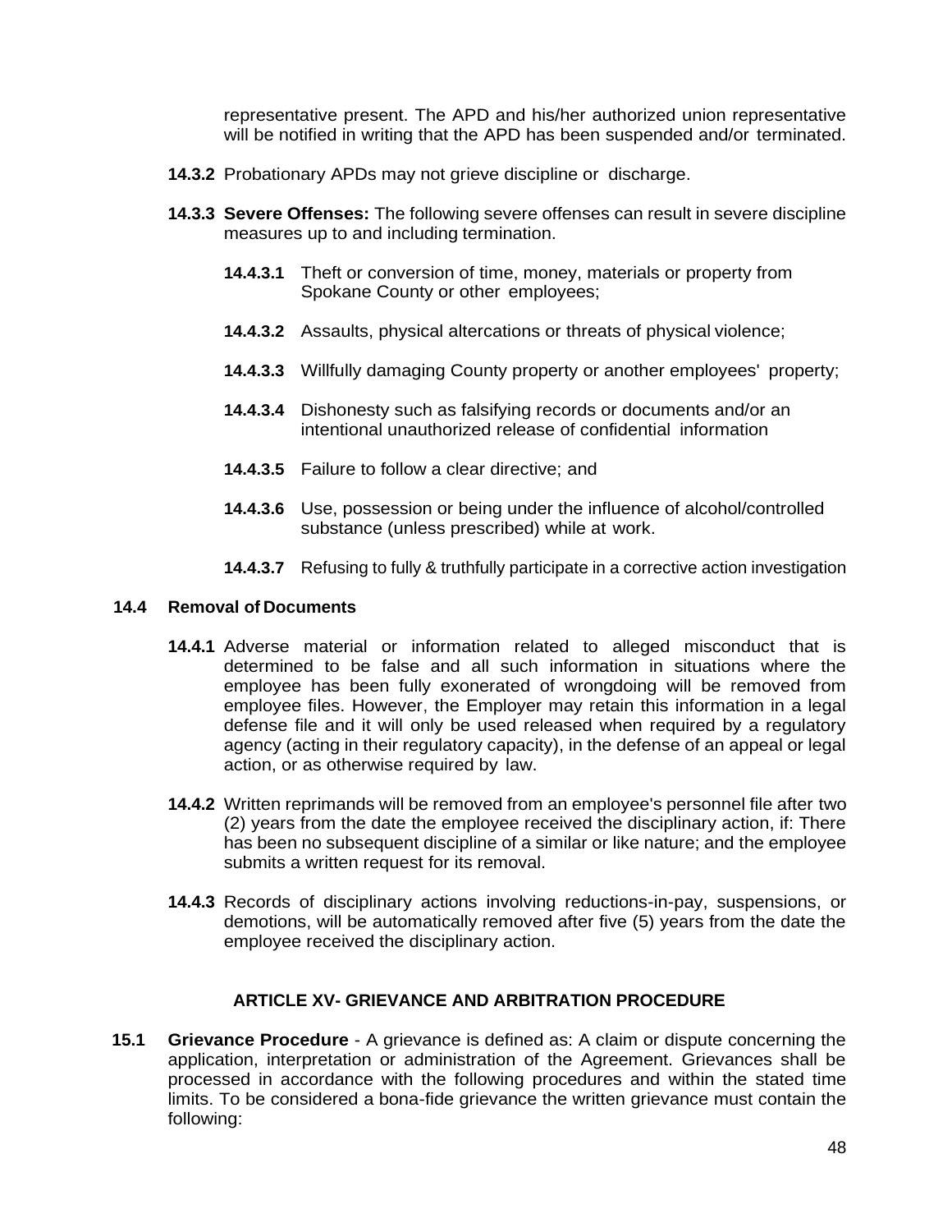representative present. The APD and his/her authorized union representative will be notified in writing that the APD has been suspended and/or terminated.

**14.3.2** Probationary APDs may not grieve discipline or discharge.

**14.3.3 Severe Offenses:** The following severe offenses can result in severe discipline measures up to and including termination.

**14.4.3.1** Theft or conversion of time, money, materials or property from Spokane County or other employees;

**14.4.3.2** Assaults, physical altercations or threats of physical violence;

**14.4.3.3** Willfully damaging County property or another employees' property;

**14.4.3.4** Dishonesty such as falsifying records or documents and/or an intentional unauthorized release of confidential information

**14.4.3.5** Failure to follow a clear directive; and

**14.4.3.6** Use, possession or being under the influence of alcohol/controlled substance (unless prescribed) while at work.

**14.4.3.7** Refusing to fully & truthfully participate in a corrective action investigation

**14.4 Removal of Documents**

**14.4.1** Adverse material or information related to alleged misconduct that is determined to be false and all such information in situations where the employee has been fully exonerated of wrongdoing will be removed from employee files. However, the Employer may retain this information in a legal defense file and it will only be used released when required by a regulatory agency (acting in their regulatory capacity), in the defense of an appeal or legal action, or as otherwise required by law.

**14.4.2** Written reprimands will be removed from an employee's personnel file after two (2) years from the date the employee received the disciplinary action, if: There has been no subsequent discipline of a similar or like nature; and the employee submits a written request for its removal.

**14.4.3** Records of disciplinary actions involving reductions-in-pay, suspensions, or demotions, will be automatically removed after five (5) years from the date the employee received the disciplinary action.

## ARTICLE XV- GRIEVANCE AND ARBITRATION PROCEDURE

**15.1 Grievance Procedure** - A grievance is defined as: A claim or dispute concerning the application, interpretation or administration of the Agreement. Grievances shall be processed in accordance with the following procedures and within the stated time limits. To be considered a bona-fide grievance the written grievance must contain the following: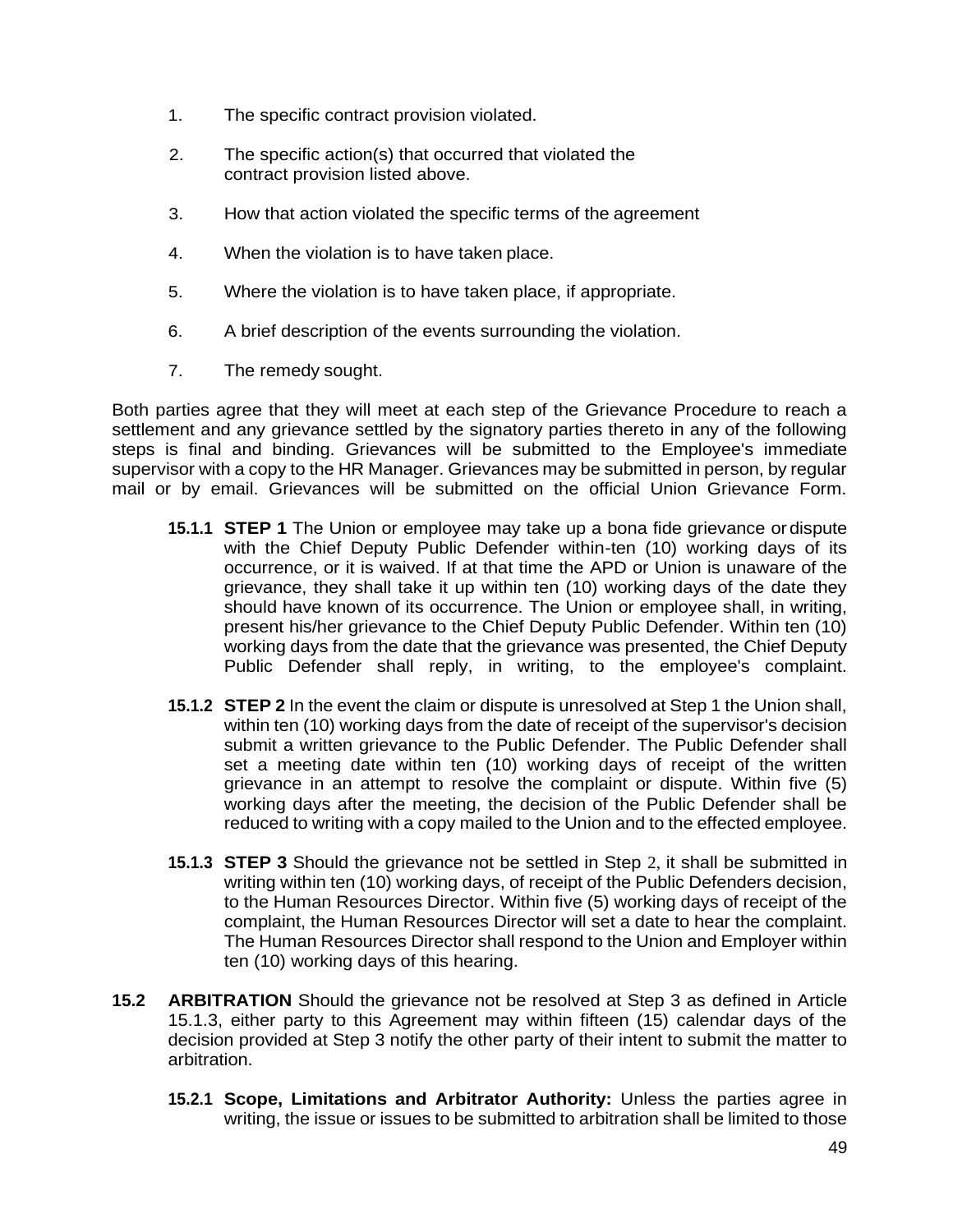1. The specific contract provision violated.

2. The specific action(s) that occurred that violated the contract provision listed above.

3. How that action violated the specific terms of the agreement

4. When the violation is to have taken place.

5. Where the violation is to have taken place, if appropriate.

6. A brief description of the events surrounding the violation.

7. The remedy sought.

Both parties agree that they will meet at each step of the Grievance Procedure to reach a settlement and any grievance settled by the signatory parties thereto in any of the following steps is final and binding. Grievances will be submitted to the Employee's immediate supervisor with a copy to the HR Manager. Grievances may be submitted in person, by regular mail or by email. Grievances will be submitted on the official Union Grievance Form.

**15.1.1 STEP 1** The Union or employee may take up a bona fide grievance or dispute with the Chief Deputy Public Defender within-ten (10) working days of its occurrence, or it is waived. If at that time the APD or Union is unaware of the grievance, they shall take it up within ten (10) working days of the date they should have known of its occurrence. The Union or employee shall, in writing, present his/her grievance to the Chief Deputy Public Defender. Within ten (10) working days from the date that the grievance was presented, the Chief Deputy Public Defender shall reply, in writing, to the employee's complaint.

**15.1.2 STEP 2** In the event the claim or dispute is unresolved at Step 1 the Union shall, within ten (10) working days from the date of receipt of the supervisor's decision submit a written grievance to the Public Defender. The Public Defender shall set a meeting date within ten (10) working days of receipt of the written grievance in an attempt to resolve the complaint or dispute. Within five (5) working days after the meeting, the decision of the Public Defender shall be reduced to writing with a copy mailed to the Union and to the effected employee.

**15.1.3 STEP 3** Should the grievance not be settled in Step 2, it shall be submitted in writing within ten (10) working days, of receipt of the Public Defenders decision, to the Human Resources Director. Within five (5) working days of receipt of the complaint, the Human Resources Director will set a date to hear the complaint. The Human Resources Director shall respond to the Union and Employer within ten (10) working days of this hearing.

**15.2 ARBITRATION** Should the grievance not be resolved at Step 3 as defined in Article 15.1.3, either party to this Agreement may within fifteen (15) calendar days of the decision provided at Step 3 notify the other party of their intent to submit the matter to arbitration.

**15.2.1 Scope, Limitations and Arbitrator Authority:** Unless the parties agree in writing, the issue or issues to be submitted to arbitration shall be limited to those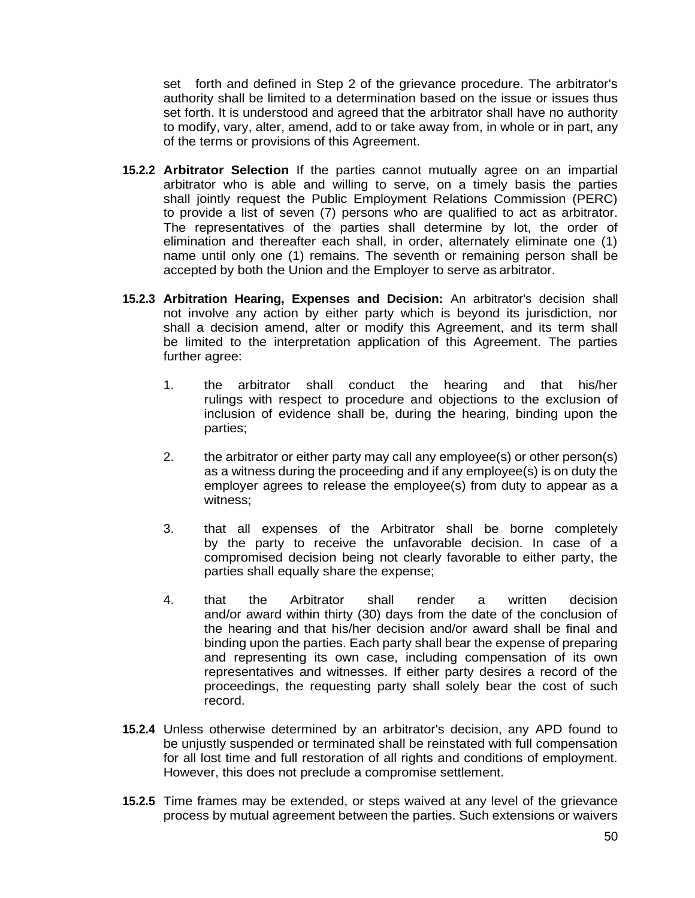set forth and defined in Step 2 of the grievance procedure. The arbitrator's authority shall be limited to a determination based on the issue or issues thus set forth. It is understood and agreed that the arbitrator shall have no authority to modify, vary, alter, amend, add to or take away from, in whole or in part, any of the terms or provisions of this Agreement.

**15.2.2 Arbitrator Selection** If the parties cannot mutually agree on an impartial arbitrator who is able and willing to serve, on a timely basis the parties shall jointly request the Public Employment Relations Commission (PERC) to provide a list of seven (7) persons who are qualified to act as arbitrator. The representatives of the parties shall determine by lot, the order of elimination and thereafter each shall, in order, alternately eliminate one (1) name until only one (1) remains. The seventh or remaining person shall be accepted by both the Union and the Employer to serve as arbitrator.

**15.2.3 Arbitration Hearing, Expenses and Decision:** An arbitrator's decision shall not involve any action by either party which is beyond its jurisdiction, nor shall a decision amend, alter or modify this Agreement, and its term shall be limited to the interpretation application of this Agreement. The parties further agree:

1. the arbitrator shall conduct the hearing and that his/her rulings with respect to procedure and objections to the exclusion of inclusion of evidence shall be, during the hearing, binding upon the parties;

2. the arbitrator or either party may call any employee(s) or other person(s) as a witness during the proceeding and if any employee(s) is on duty the employer agrees to release the employee(s) from duty to appear as a witness;

3. that all expenses of the Arbitrator shall be borne completely by the party to receive the unfavorable decision. In case of a compromised decision being not clearly favorable to either party, the parties shall equally share the expense;

4. that the Arbitrator shall render a written decision and/or award within thirty (30) days from the date of the conclusion of the hearing and that his/her decision and/or award shall be final and binding upon the parties. Each party shall bear the expense of preparing and representing its own case, including compensation of its own representatives and witnesses. If either party desires a record of the proceedings, the requesting party shall solely bear the cost of such record.

**15.2.4** Unless otherwise determined by an arbitrator's decision, any APD found to be unjustly suspended or terminated shall be reinstated with full compensation for all lost time and full restoration of all rights and conditions of employment. However, this does not preclude a compromise settlement.

**15.2.5** Time frames may be extended, or steps waived at any level of the grievance process by mutual agreement between the parties. Such extensions or waivers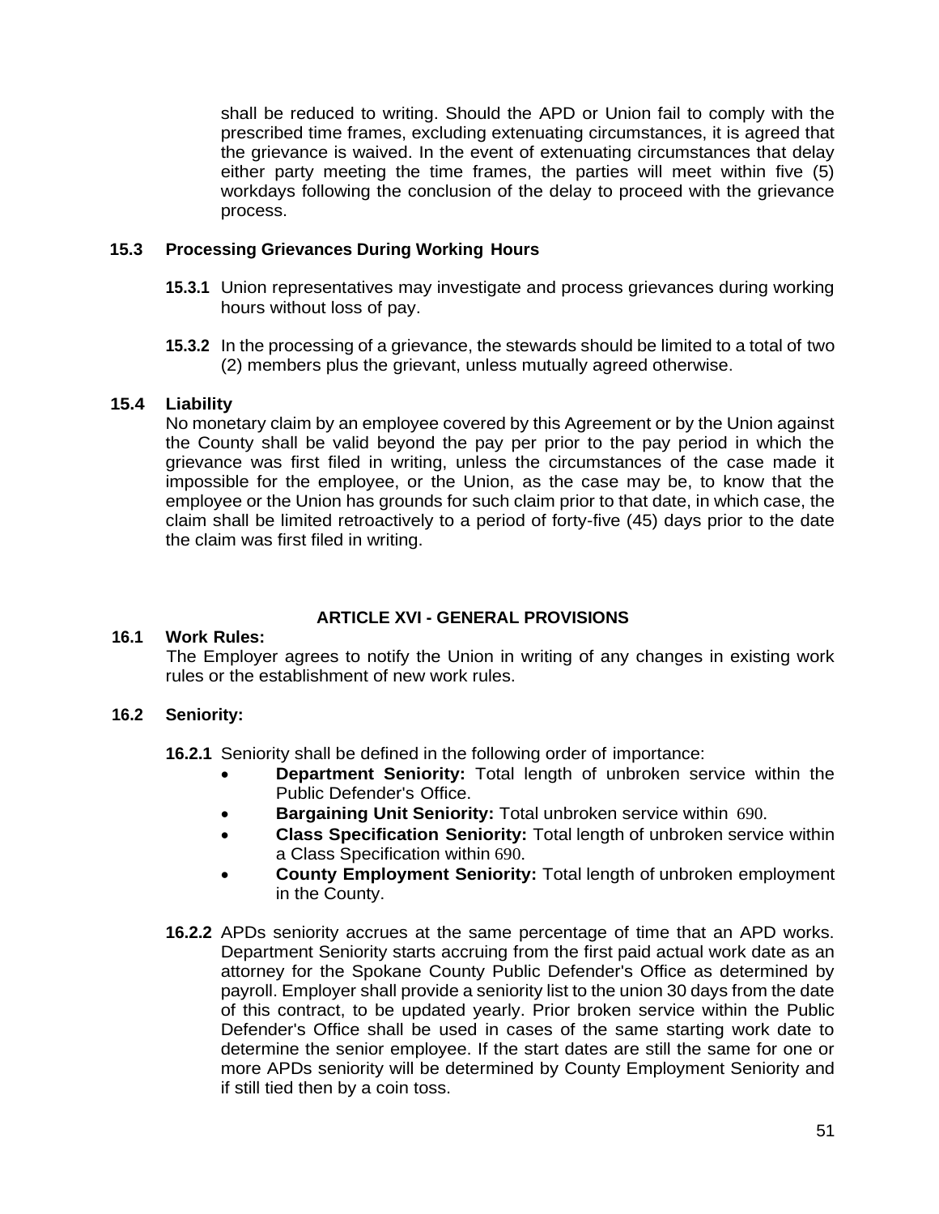shall be reduced to writing. Should the APD or Union fail to comply with the prescribed time frames, excluding extenuating circumstances, it is agreed that the grievance is waived. In the event of extenuating circumstances that delay either party meeting the time frames, the parties will meet within five (5) workdays following the conclusion of the delay to proceed with the grievance process.

**15.3 Processing Grievances During Working Hours**

**15.3.1** Union representatives may investigate and process grievances during working hours without loss of pay.

**15.3.2** In the processing of a grievance, the stewards should be limited to a total of two (2) members plus the grievant, unless mutually agreed otherwise.

**15.4 Liability**

No monetary claim by an employee covered by this Agreement or by the Union against the County shall be valid beyond the pay per prior to the pay period in which the grievance was first filed in writing, unless the circumstances of the case made it impossible for the employee, or the Union, as the case may be, to know that the employee or the Union has grounds for such claim prior to that date, in which case, the claim shall be limited retroactively to a period of forty-five (45) days prior to the date the claim was first filed in writing.

## ARTICLE XVI - GENERAL PROVISIONS

**16.1 Work Rules:**

The Employer agrees to notify the Union in writing of any changes in existing work rules or the establishment of new work rules.

**16.2 Seniority:**

**16.2.1** Seniority shall be defined in the following order of importance:

- **Department Seniority:** Total length of unbroken service within the Public Defender's Office.
- **Bargaining Unit Seniority:** Total unbroken service within 690.
- **Class Specification Seniority:** Total length of unbroken service within a Class Specification within 690.
- **County Employment Seniority:** Total length of unbroken employment in the County.

**16.2.2** APDs seniority accrues at the same percentage of time that an APD works. Department Seniority starts accruing from the first paid actual work date as an attorney for the Spokane County Public Defender's Office as determined by payroll. Employer shall provide a seniority list to the union 30 days from the date of this contract, to be updated yearly. Prior broken service within the Public Defender's Office shall be used in cases of the same starting work date to determine the senior employee. If the start dates are still the same for one or more APDs seniority will be determined by County Employment Seniority and if still tied then by a coin toss.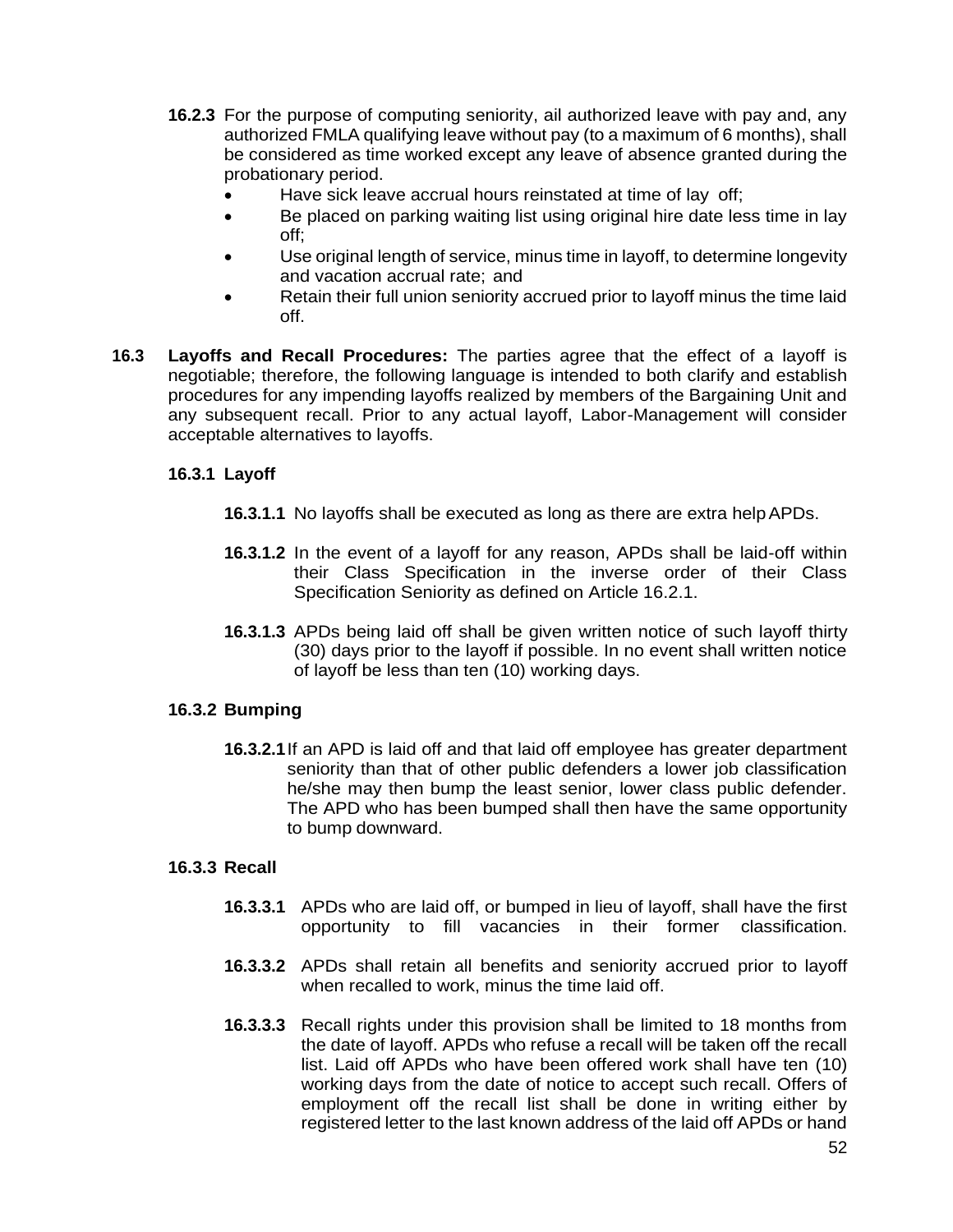**16.2.3** For the purpose of computing seniority, ail authorized leave with pay and, any authorized FMLA qualifying leave without pay (to a maximum of 6 months), shall be considered as time worked except any leave of absence granted during the probationary period.

- Have sick leave accrual hours reinstated at time of lay off;
- Be placed on parking waiting list using original hire date less time in lay off;
- Use original length of service, minus time in layoff, to determine longevity and vacation accrual rate; and
- Retain their full union seniority accrued prior to layoff minus the time laid off.

**16.3 Layoffs and Recall Procedures:** The parties agree that the effect of a layoff is negotiable; therefore, the following language is intended to both clarify and establish procedures for any impending layoffs realized by members of the Bargaining Unit and any subsequent recall. Prior to any actual layoff, Labor-Management will consider acceptable alternatives to layoffs.

**16.3.1 Layoff**

**16.3.1.1** No layoffs shall be executed as long as there are extra help APDs.

**16.3.1.2** In the event of a layoff for any reason, APDs shall be laid-off within their Class Specification in the inverse order of their Class Specification Seniority as defined on Article 16.2.1.

**16.3.1.3** APDs being laid off shall be given written notice of such layoff thirty (30) days prior to the layoff if possible. In no event shall written notice of layoff be less than ten (10) working days.

**16.3.2 Bumping**

**16.3.2.1** If an APD is laid off and that laid off employee has greater department seniority than that of other public defenders a lower job classification he/she may then bump the least senior, lower class public defender. The APD who has been bumped shall then have the same opportunity to bump downward.

**16.3.3 Recall**

**16.3.3.1** APDs who are laid off, or bumped in lieu of layoff, shall have the first opportunity to fill vacancies in their former classification.

**16.3.3.2** APDs shall retain all benefits and seniority accrued prior to layoff when recalled to work, minus the time laid off.

**16.3.3.3** Recall rights under this provision shall be limited to 18 months from the date of layoff. APDs who refuse a recall will be taken off the recall list. Laid off APDs who have been offered work shall have ten (10) working days from the date of notice to accept such recall. Offers of employment off the recall list shall be done in writing either by registered letter to the last known address of the laid off APDs or hand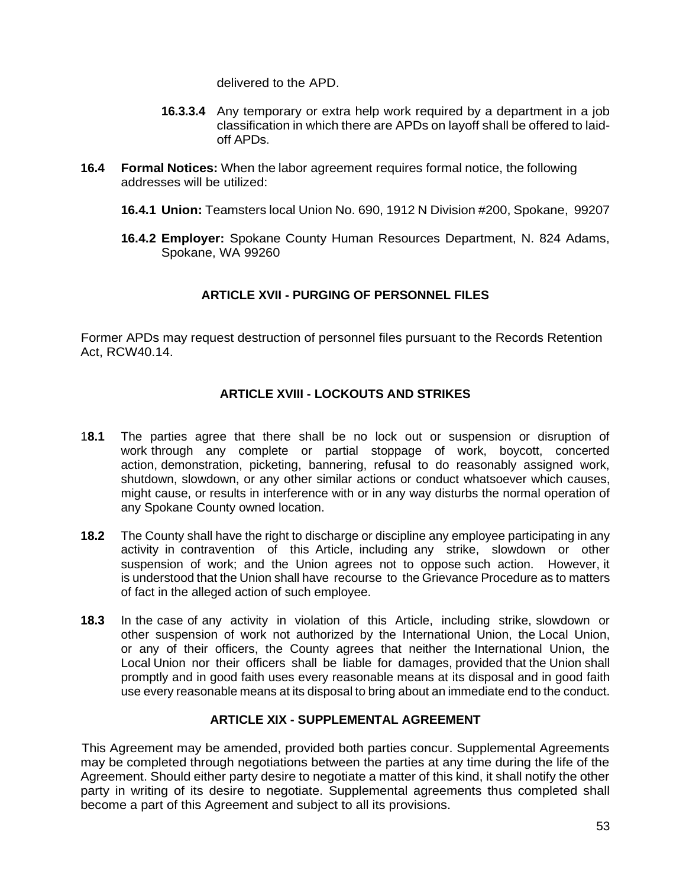delivered to the APD.

**16.3.3.4** Any temporary or extra help work required by a department in a job classification in which there are APDs on layoff shall be offered to laid-off APDs.

**16.4 Formal Notices:** When the labor agreement requires formal notice, the following addresses will be utilized:

**16.4.1 Union:** Teamsters local Union No. 690, 1912 N Division #200, Spokane, 99207

**16.4.2 Employer:** Spokane County Human Resources Department, N. 824 Adams, Spokane, WA 99260

## ARTICLE XVII - PURGING OF PERSONNEL FILES

Former APDs may request destruction of personnel files pursuant to the Records Retention Act, RCW40.14.

## ARTICLE XVIII - LOCKOUTS AND STRIKES

**18.1** The parties agree that there shall be no lock out or suspension or disruption of work through any complete or partial stoppage of work, boycott, concerted action, demonstration, picketing, bannering, refusal to do reasonably assigned work, shutdown, slowdown, or any other similar actions or conduct whatsoever which causes, might cause, or results in interference with or in any way disturbs the normal operation of any Spokane County owned location.

**18.2** The County shall have the right to discharge or discipline any employee participating in any activity in contravention of this Article, including any strike, slowdown or other suspension of work; and the Union agrees not to oppose such action. However, it is understood that the Union shall have recourse to the Grievance Procedure as to matters of fact in the alleged action of such employee.

**18.3** In the case of any activity in violation of this Article, including strike, slowdown or other suspension of work not authorized by the International Union, the Local Union, or any of their officers, the County agrees that neither the International Union, the Local Union nor their officers shall be liable for damages, provided that the Union shall promptly and in good faith uses every reasonable means at its disposal and in good faith use every reasonable means at its disposal to bring about an immediate end to the conduct.

## ARTICLE XIX - SUPPLEMENTAL AGREEMENT

This Agreement may be amended, provided both parties concur. Supplemental Agreements may be completed through negotiations between the parties at any time during the life of the Agreement. Should either party desire to negotiate a matter of this kind, it shall notify the other party in writing of its desire to negotiate. Supplemental agreements thus completed shall become a part of this Agreement and subject to all its provisions.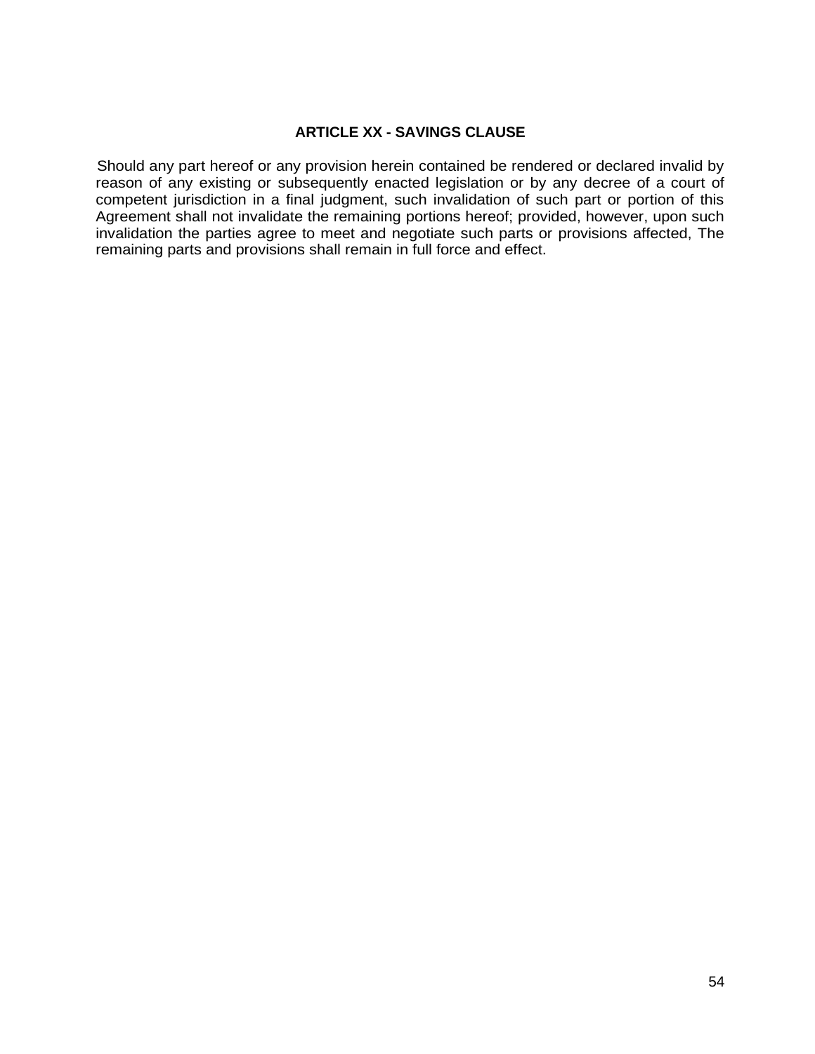## ARTICLE XX - SAVINGS CLAUSE

Should any part hereof or any provision herein contained be rendered or declared invalid by reason of any existing or subsequently enacted legislation or by any decree of a court of competent jurisdiction in a final judgment, such invalidation of such part or portion of this Agreement shall not invalidate the remaining portions hereof; provided, however, upon such invalidation the parties agree to meet and negotiate such parts or provisions affected, The remaining parts and provisions shall remain in full force and effect.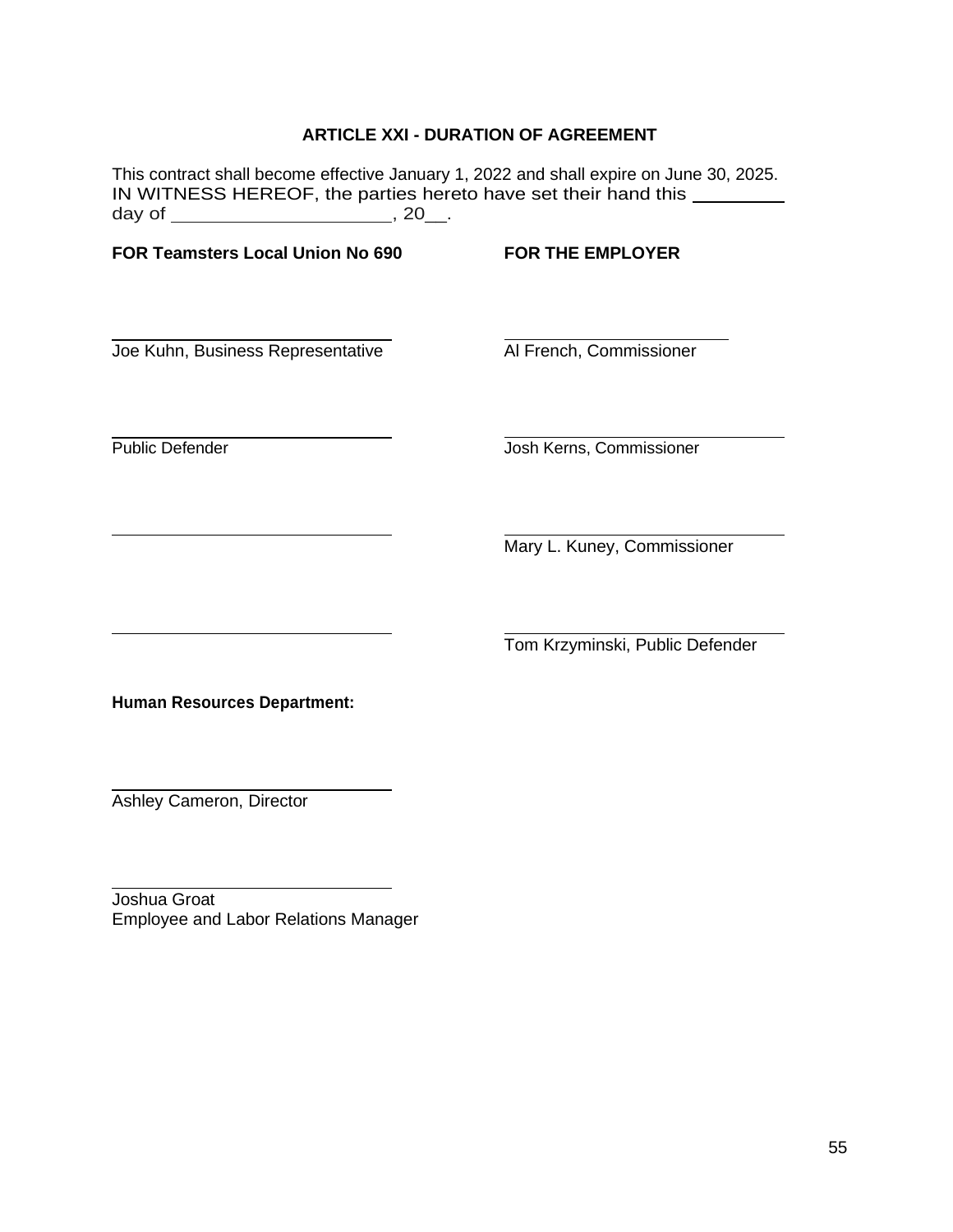## ARTICLE XXI - DURATION OF AGREEMENT

This contract shall become effective January 1, 2022 and shall expire on June 30, 2025.
IN WITNESS HEREOF, the parties hereto have set their hand this __________ day of ______________________, 20__.

| **FOR Teamsters Local Union No 690** | **FOR THE EMPLOYER** |
| --- | --- |
| ______________________________<br>Joe Kuhn, Business Representative | ______________________________<br>Al French, Commissioner |
| ______________________________<br>Public Defender | ______________________________<br>Josh Kerns, Commissioner |
| ______________________________ | ______________________________<br>Mary L. Kuney, Commissioner |
| ______________________________ | ______________________________<br>Tom Krzyminski, Public Defender |

**Human Resources Department:**

______________________________
Ashley Cameron, Director

______________________________
Joshua Groat
Employee and Labor Relations Manager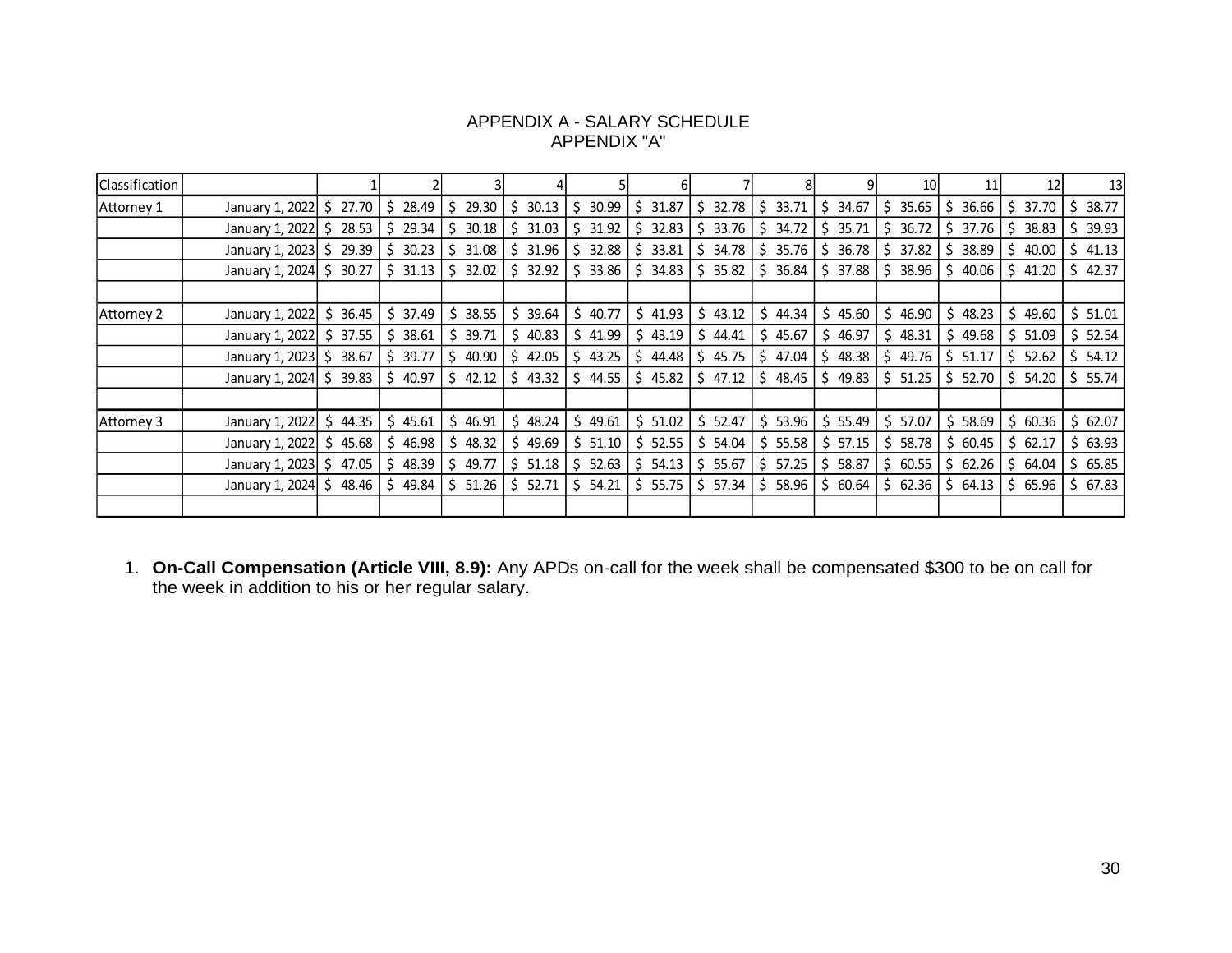# APPENDIX A - SALARY SCHEDULE
## APPENDIX "A"

| Classification | | 1 | 2 | 3 | 4 | 5 | 6 | 7 | 8 | 9 | 10 | 11 | 12 | 13 |
|---|---|---|---|---|---|---|---|---|---|---|---|---|---|---|
| Attorney 1 | January 1, 2022 | $ 27.70 | $ 28.49 | $ 29.30 | $ 30.13 | $ 30.99 | $ 31.87 | $ 32.78 | $ 33.71 | $ 34.67 | $ 35.65 | $ 36.66 | $ 37.70 | $ 38.77 |
| | January 1, 2022 | $ 28.53 | $ 29.34 | $ 30.18 | $ 31.03 | $ 31.92 | $ 32.83 | $ 33.76 | $ 34.72 | $ 35.71 | $ 36.72 | $ 37.76 | $ 38.83 | $ 39.93 |
| | January 1, 2023 | $ 29.39 | $ 30.23 | $ 31.08 | $ 31.96 | $ 32.88 | $ 33.81 | $ 34.78 | $ 35.76 | $ 36.78 | $ 37.82 | $ 38.89 | $ 40.00 | $ 41.13 |
| | January 1, 2024 | $ 30.27 | $ 31.13 | $ 32.02 | $ 32.92 | $ 33.86 | $ 34.83 | $ 35.82 | $ 36.84 | $ 37.88 | $ 38.96 | $ 40.06 | $ 41.20 | $ 42.37 |
| | | | | | | | | | | | | | | |
| Attorney 2 | January 1, 2022 | $ 36.45 | $ 37.49 | $ 38.55 | $ 39.64 | $ 40.77 | $ 41.93 | $ 43.12 | $ 44.34 | $ 45.60 | $ 46.90 | $ 48.23 | $ 49.60 | $ 51.01 |
| | January 1, 2022 | $ 37.55 | $ 38.61 | $ 39.71 | $ 40.83 | $ 41.99 | $ 43.19 | $ 44.41 | $ 45.67 | $ 46.97 | $ 48.31 | $ 49.68 | $ 51.09 | $ 52.54 |
| | January 1, 2023 | $ 38.67 | $ 39.77 | $ 40.90 | $ 42.05 | $ 43.25 | $ 44.48 | $ 45.75 | $ 47.04 | $ 48.38 | $ 49.76 | $ 51.17 | $ 52.62 | $ 54.12 |
| | January 1, 2024 | $ 39.83 | $ 40.97 | $ 42.12 | $ 43.32 | $ 44.55 | $ 45.82 | $ 47.12 | $ 48.45 | $ 49.83 | $ 51.25 | $ 52.70 | $ 54.20 | $ 55.74 |
| | | | | | | | | | | | | | | |
| Attorney 3 | January 1, 2022 | $ 44.35 | $ 45.61 | $ 46.91 | $ 48.24 | $ 49.61 | $ 51.02 | $ 52.47 | $ 53.96 | $ 55.49 | $ 57.07 | $ 58.69 | $ 60.36 | $ 62.07 |
| | January 1, 2022 | $ 45.68 | $ 46.98 | $ 48.32 | $ 49.69 | $ 51.10 | $ 52.55 | $ 54.04 | $ 55.58 | $ 57.15 | $ 58.78 | $ 60.45 | $ 62.17 | $ 63.93 |
| | January 1, 2023 | $ 47.05 | $ 48.39 | $ 49.77 | $ 51.18 | $ 52.63 | $ 54.13 | $ 55.67 | $ 57.25 | $ 58.87 | $ 60.55 | $ 62.26 | $ 64.04 | $ 65.85 |
| | January 1, 2024 | $ 48.46 | $ 49.84 | $ 51.26 | $ 52.71 | $ 54.21 | $ 55.75 | $ 57.34 | $ 58.96 | $ 60.64 | $ 62.36 | $ 64.13 | $ 65.96 | $ 67.83 |
| | | | | | | | | | | | | | | |

1. **On-Call Compensation (Article VIII, 8.9):** Any APDs on-call for the week shall be compensated $300 to be on call for the week in addition to his or her regular salary.